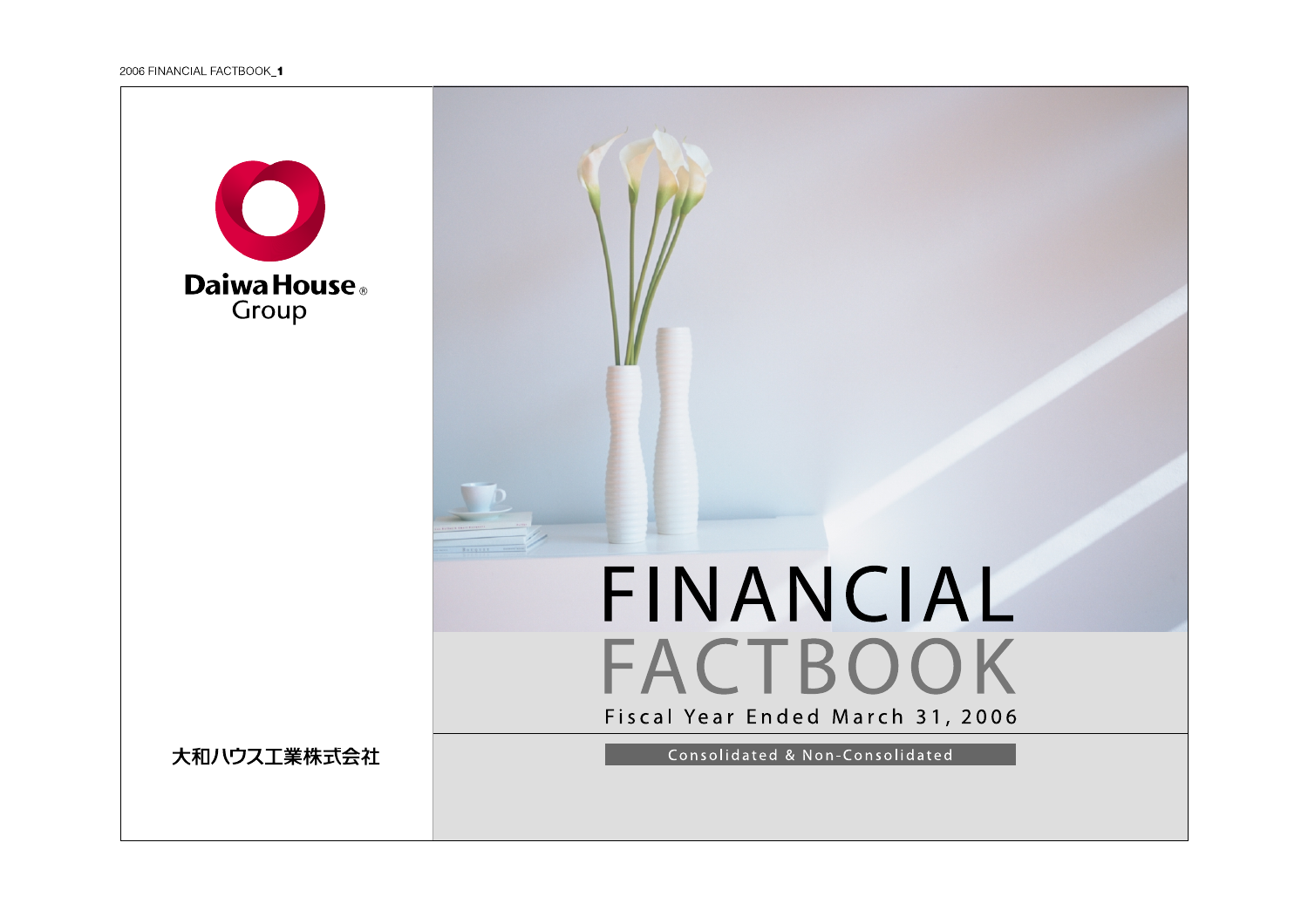Daiwa House®
Group

大和ハウス工業株式会社

# FINANCIAL FACTBOOK

Fiscal Year Ended March 31, 2006

Consolidated & Non-Consolidated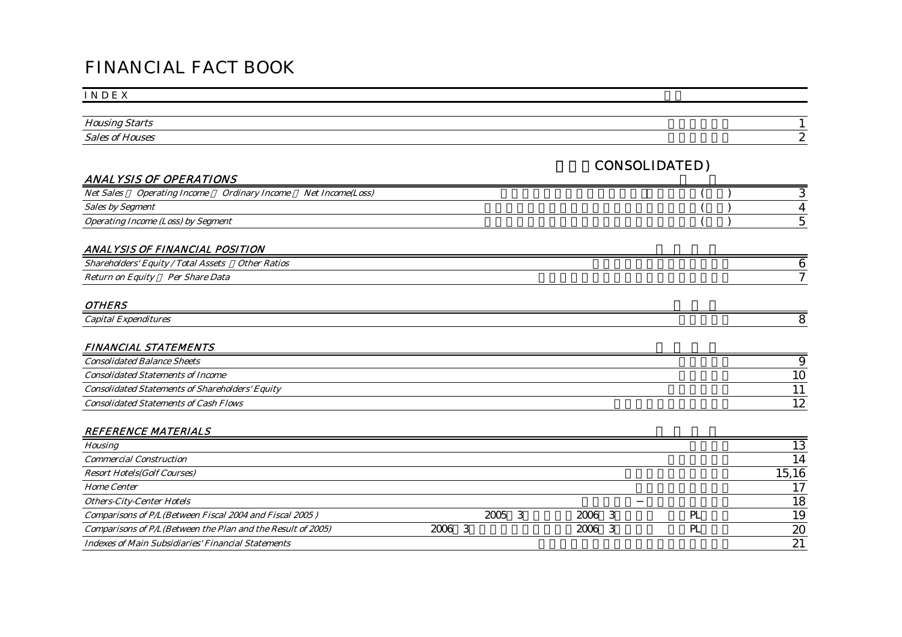# FINANCIAL FACT BOOK

INDEX

| | | |
|---|---|---|
| *Housing Starts* | | 1 |
| *Sales of Houses* | | 2 |

CONSOLIDATED)

## *ANALYSIS OF OPERATIONS*

| | | |
|---|---|---|
| *Net Sales　Operating Income　Ordinary Income　Net Income(Loss)* | (　) | 3 |
| *Sales by Segment* | (　) | 4 |
| *Operating Income (Loss) by Segment* | (　) | 5 |

## *ANALYSIS OF FINANCIAL POSITION*

| | | |
|---|---|---|
| *Shareholders' Equity / Total Assets　Other Ratios* | | 6 |
| *Return on Equity　Per Share Data* | | 7 |

## *OTHERS*

| | | |
|---|---|---|
| *Capital Expenditures* | | 8 |

## *FINANCIAL STATEMENTS*

| | | |
|---|---|---|
| *Consolidated Balance Sheets* | | 9 |
| *Consolidated Statements of Income* | | 10 |
| *Consolidated Statements of Shareholders' Equity* | | 11 |
| *Consolidated Statements of Cash Flows* | | 12 |

## *REFERENCE MATERIALS*

| | | |
|---|---|---|
| *Housing* | | 13 |
| *Commercial Construction* | | 14 |
| *Resort Hotels(Golf Courses)* | | 15,16 |
| *Home Center* | | 17 |
| *Others-City-Center Hotels* | − | 18 |
| *Comparisons of P/L(Between Fiscal 2004 and Fiscal 2005 )* | 2005 3　2006 3　PL | 19 |
| *Comparisons of P/L(Between the Plan and the Result of 2005)* | 2006 3　2006 3　PL | 20 |
| *Indexes of Main Subsidiaries' Financial Statements* | | 21 |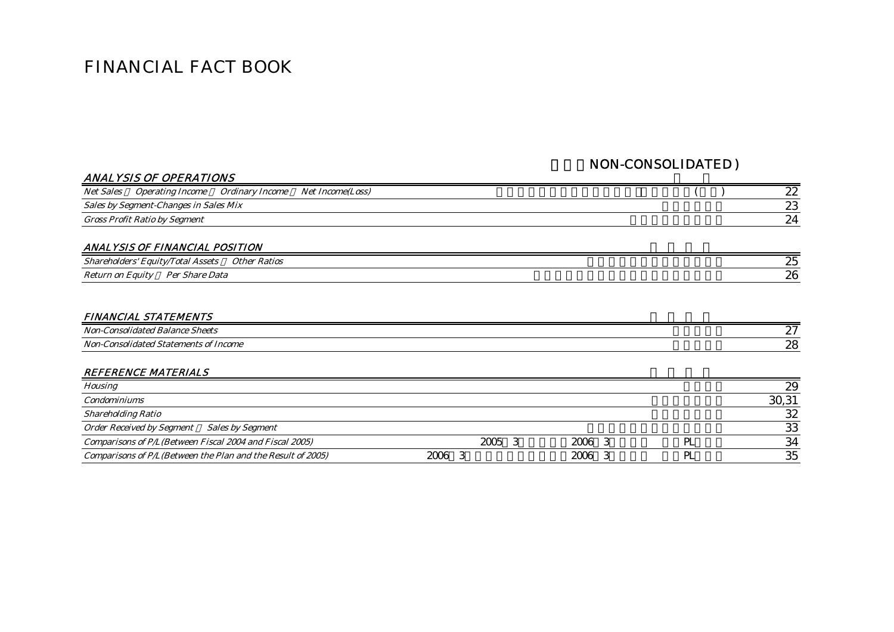# FINANCIAL FACT BOOK

NON-CONSOLIDATED )

### *ANALYSIS OF OPERATIONS*

| | | |
|---|---|---|
| *Net Sales Operating Income Ordinary Income Net Income(Loss)* | ( ) | 22 |
| *Sales by Segment-Changes in Sales Mix* | | 23 |
| *Gross Profit Ratio by Segment* | | 24 |

### *ANALYSIS OF FINANCIAL POSITION*

| | | |
|---|---|---|
| *Shareholders' Equity/Total Assets Other Ratios* | | 25 |
| *Return on Equity Per Share Data* | | 26 |

### *FINANCIAL STATEMENTS*

| | | |
|---|---|---|
| *Non-Consolidated Balance Sheets* | | 27 |
| *Non-Consolidated Statements of Income* | | 28 |

### *REFERENCE MATERIALS*

| | | |
|---|---|---|
| *Housing* | | 29 |
| *Condominiums* | | 30,31 |
| *Shareholding Ratio* | | 32 |
| *Order Received by Segment Sales by Segment* | | 33 |
| *Comparisons of P/L(Between Fiscal 2004 and Fiscal 2005)* | 2005 3 2006 3 PL | 34 |
| *Comparisons of P/L(Between the Plan and the Result of 2005)* | 2006 3 2006 3 PL | 35 |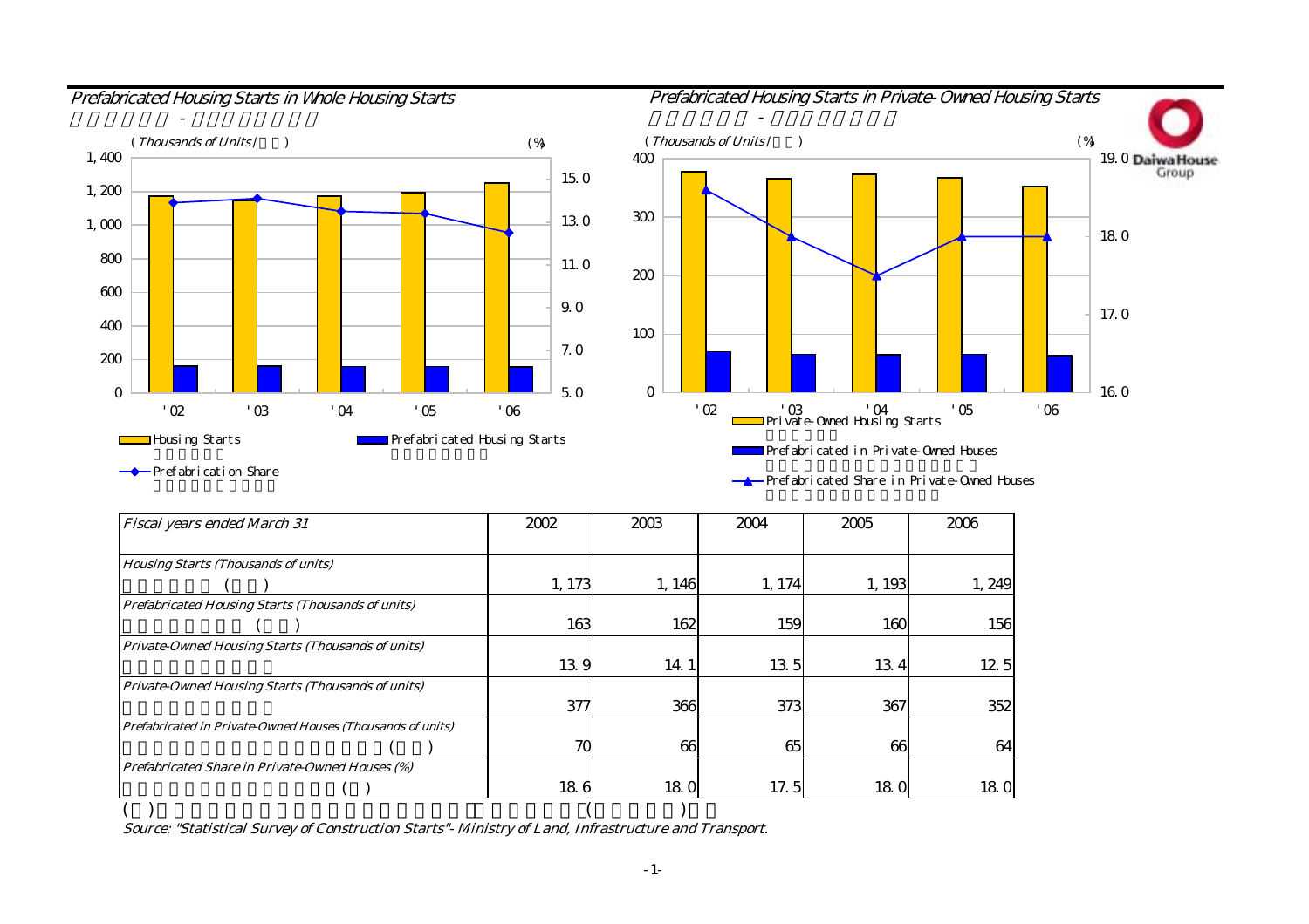## Prefabricated Housing Starts in Whole Housing Starts

(Thousands of Units / ) (%)

- Housing Starts
- Prefabricated Housing Starts
- Prefabrication Share

## Prefabricated Housing Starts in Private-Owned Housing Starts

(Thousands of Units / ) (%)

- Private-Owned Housing Starts
- Prefabricated in Private-Owned Houses
- Prefabricated Share in Private-Owned Houses

| Fiscal years ended March 31 | 2002 | 2003 | 2004 | 2005 | 2006 |
|---|---|---|---|---|---|
| Housing Starts (Thousands of units) | 1,173 | 1,146 | 1,174 | 1,193 | 1,249 |
| Prefabricated Housing Starts (Thousands of units) | 163 | 162 | 159 | 160 | 156 |
| Private-Owned Housing Starts (Thousands of units) | 13.9 | 14.1 | 13.5 | 13.4 | 12.5 |
| Private-Owned Housing Starts (Thousands of units) | 377 | 366 | 373 | 367 | 352 |
| Prefabricated in Private-Owned Houses (Thousands of units) | 70 | 66 | 65 | 66 | 64 |
| Prefabricated Share in Private-Owned Houses (%) | 18.6 | 18.0 | 17.5 | 18.0 | 18.0 |

Source: "Statistical Survey of Construction Starts"- Ministry of Land, Infrastructure and Transport.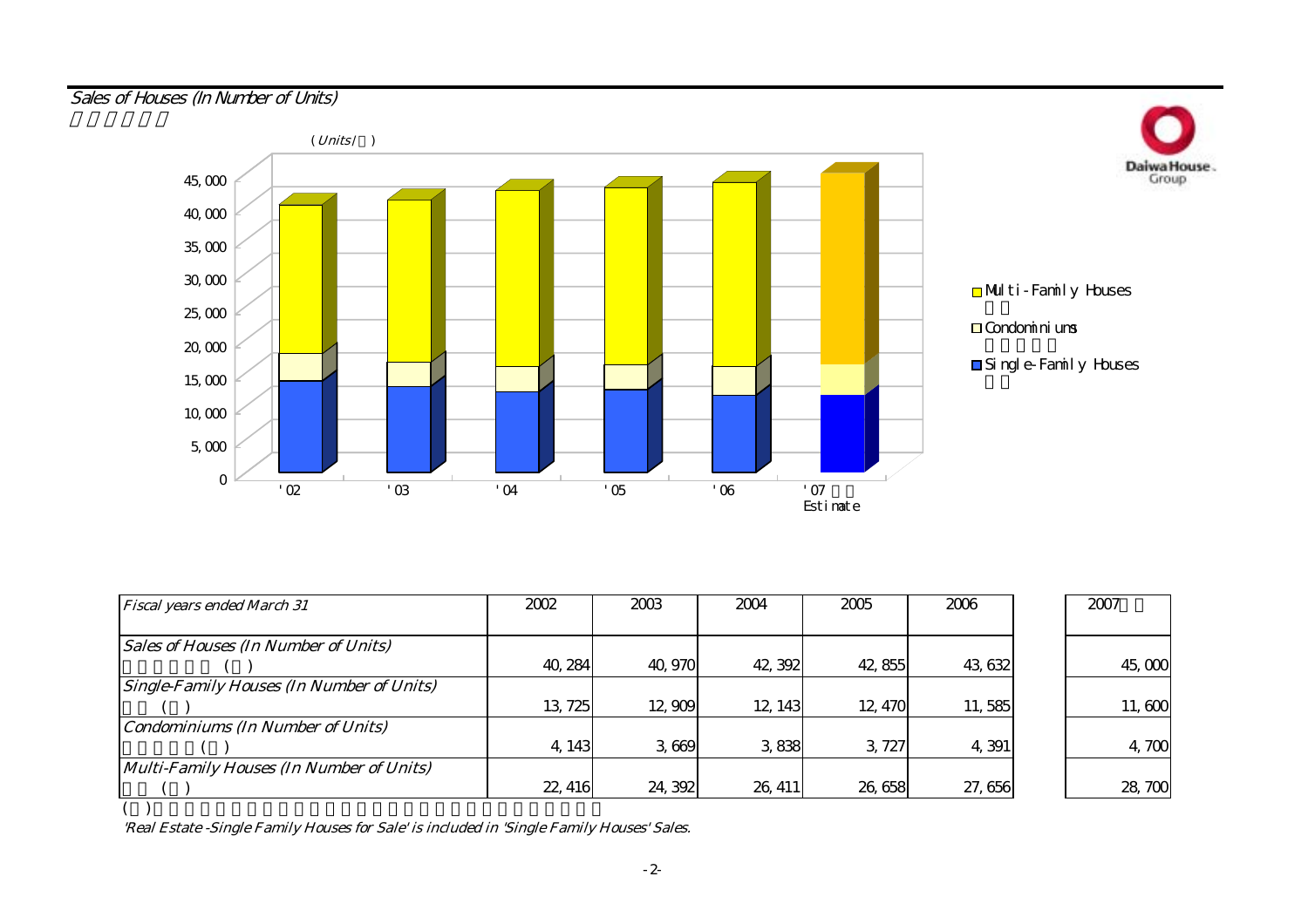## Sales of Houses (In Number of Units)

(Units/ )

- Multi-Family Houses
- Condominiums
- Single-Family Houses

'02 '03 '04 '05 '06 '07 Estimate

| Fiscal years ended March 31 | 2002 | 2003 | 2004 | 2005 | 2006 | 2007 |
|---|---|---|---|---|---|---|
| Sales of Houses (In Number of Units) | 40,284 | 40,970 | 42,392 | 42,855 | 43,632 | 45,000 |
| Single-Family Houses (In Number of Units) | 13,725 | 12,909 | 12,143 | 12,470 | 11,585 | 11,600 |
| Condominiums (In Number of Units) | 4,143 | 3,669 | 3,838 | 3,727 | 4,391 | 4,700 |
| Multi-Family Houses (In Number of Units) | 22,416 | 24,392 | 26,411 | 26,658 | 27,656 | 28,700 |

'Real Estate -Single Family Houses for Sale' is included in 'Single Family Houses' Sales.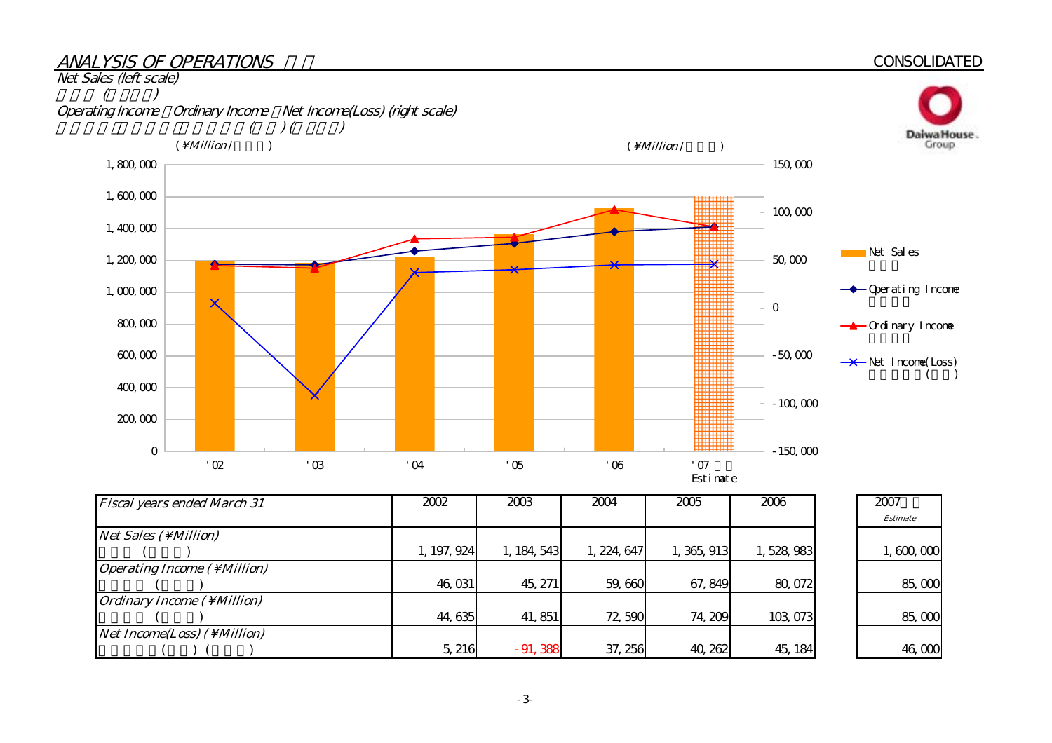## ANALYSIS OF OPERATIONS

**CONSOLIDATED**

Net Sales (left scale)

Operating Income ・Ordinary Income ・Net Income(Loss) (right scale)

(¥Million / )

| Fiscal years ended March 31 | 2002 | 2003 | 2004 | 2005 | 2006 | 2007 Estimate |
|---|---|---|---|---|---|---|
| Net Sales (¥Million) | 1,197,924 | 1,184,543 | 1,224,647 | 1,365,913 | 1,528,983 | 1,600,000 |
| Operating Income (¥Million) | 46,031 | 45,271 | 59,660 | 67,849 | 80,072 | 85,000 |
| Ordinary Income (¥Million) | 44,635 | 41,851 | 72,590 | 74,209 | 103,073 | 85,000 |
| Net Income(Loss) (¥Million) | 5,216 | -91,388 | 37,256 | 40,262 | 45,184 | 46,000 |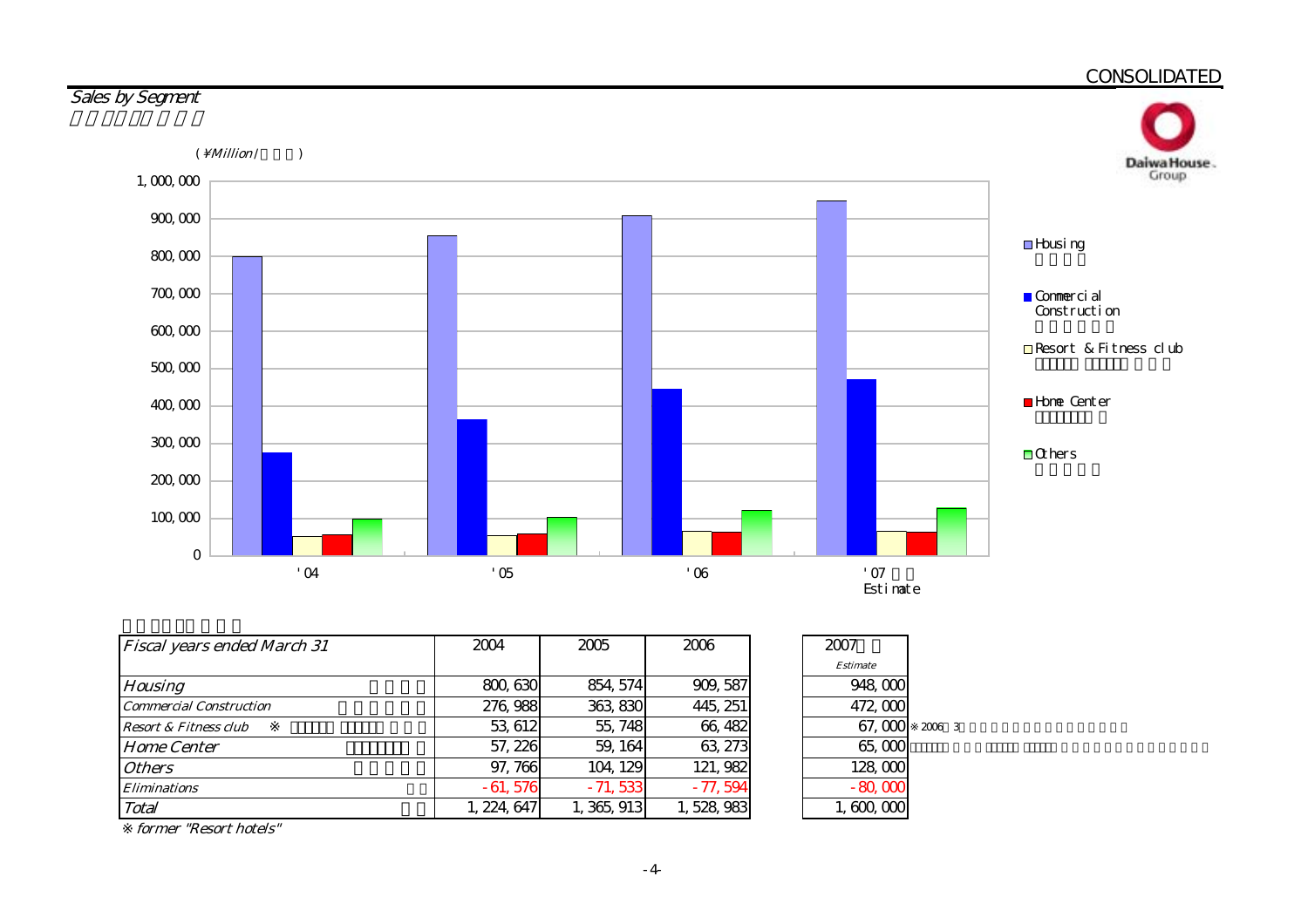CONSOLIDATED

## Sales by Segment

(¥Million/ )

- Housing
- Commercial Construction
- Resort & Fitness club
- Home Center
- Others

| Fiscal years ended March 31 | 2004 | 2005 | 2006 | 2007 Estimate |
|---|---|---|---|---|
| Housing | 800,630 | 854,574 | 909,587 | 948,000 |
| Commercial Construction | 276,988 | 363,830 | 445,251 | 472,000 |
| Resort & Fitness club ※ | 53,612 | 55,748 | 66,482 | 67,000 |
| Home Center | 57,226 | 59,164 | 63,273 | 65,000 |
| Others | 97,766 | 104,129 | 121,982 | 128,000 |
| Eliminations | -61,576 | -71,533 | -77,594 | -80,000 |
| Total | 1,224,647 | 1,365,913 | 1,528,983 | 1,600,000 |

※ former "Resort hotels"

※2006 3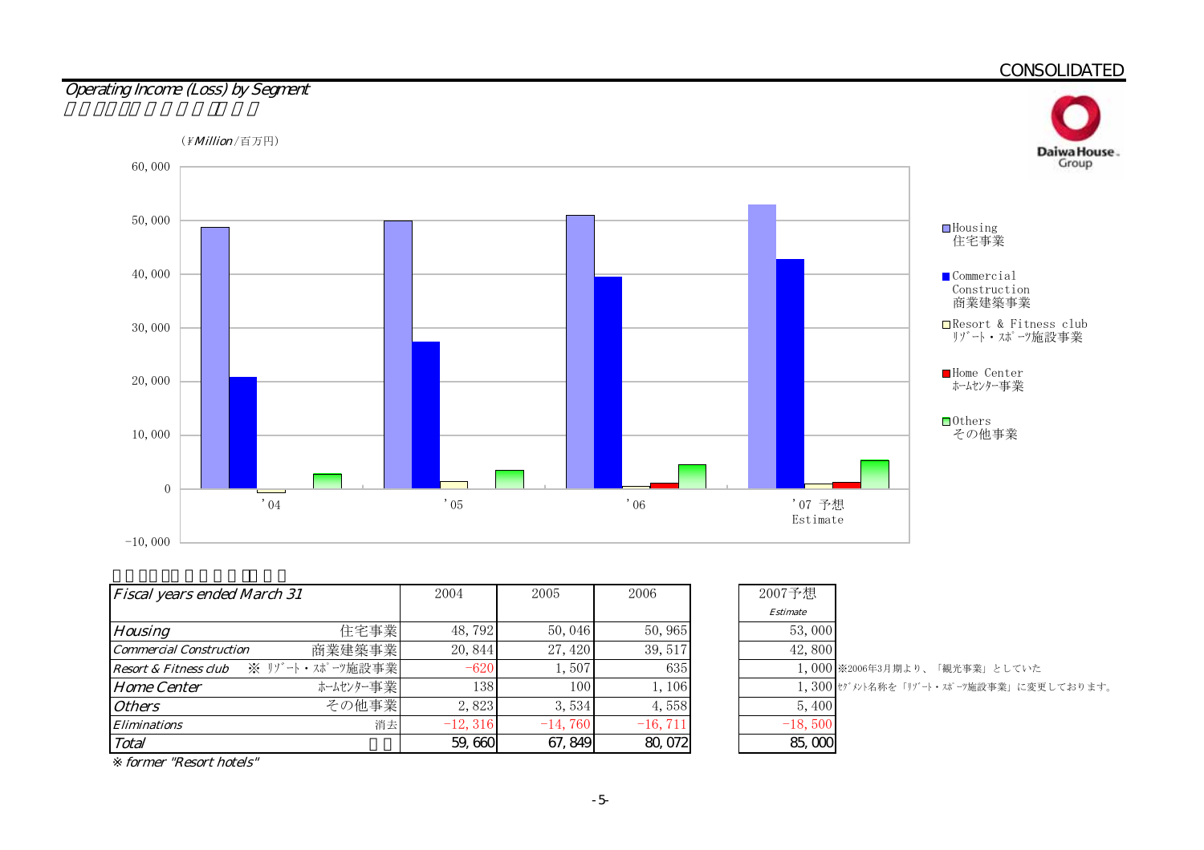CONSOLIDATED

## Operating Income (Loss) by Segment

(¥Million/百万円)

| Fiscal years ended March 31 | | 2004 | 2005 | 2006 | 2007予想 Estimate |
|---|---|---|---|---|---|
| Housing | 住宅事業 | 48,792 | 50,046 | 50,965 | 53,000 |
| Commercial Construction | 商業建築事業 | 20,844 | 27,420 | 39,517 | 42,800 |
| Resort & Fitness club | ※ ﾘｿﾞｰﾄ・ｽﾎﾟｰﾂ施設事業 | -620 | 1,507 | 635 | 1,000 |
| Home Center | ﾎｰﾑｾﾝﾀｰ事業 | 138 | 100 | 1,106 | 1,300 |
| Others | その他事業 | 2,823 | 3,534 | 4,558 | 5,400 |
| Eliminations | 消去 | -12,316 | -14,760 | -16,711 | -18,500 |
| Total | | 59,660 | 67,849 | 80,072 | 85,000 |

※ former "Resort hotels"

※2006年3月期より、「観光事業」としていたｾｸﾞﾒﾝﾄ名称を「ﾘｿﾞｰﾄ・ｽﾎﾟｰﾂ施設事業」に変更しております。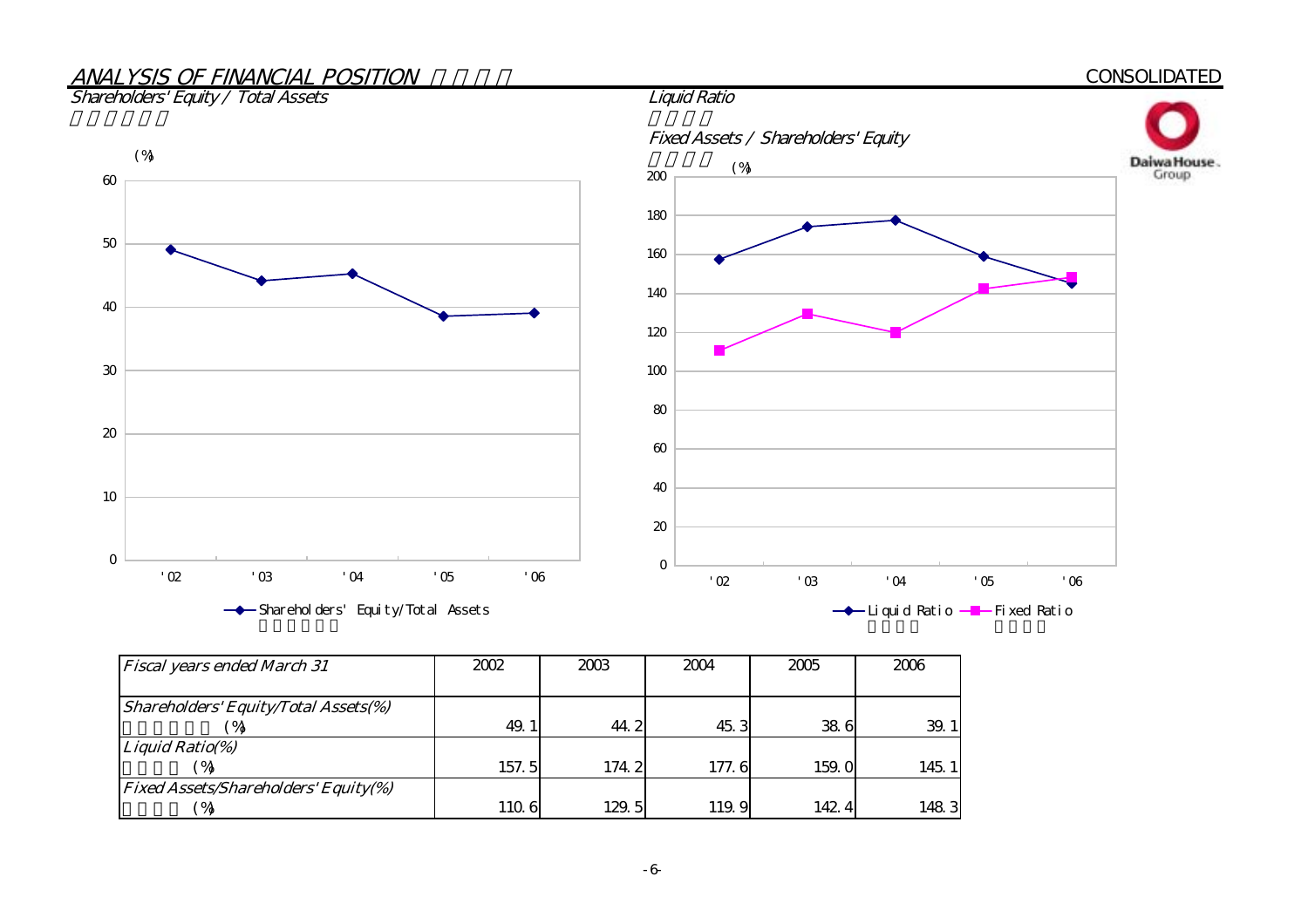## ANALYSIS OF FINANCIAL POSITION

CONSOLIDATED

### Shareholders' Equity / Total Assets

(%)

| | '02 | '03 | '04 | '05 | '06 |
|---|---|---|---|---|---|
| Shareholders' Equity/Total Assets | 49.1 | 44.2 | 45.3 | 38.6 | 39.1 |

### Liquid Ratio

### Fixed Assets / Shareholders' Equity

(%)

| | '02 | '03 | '04 | '05 | '06 |
|---|---|---|---|---|---|
| Liquid Ratio | 157.5 | 174.2 | 177.6 | 159.0 | 145.1 |
| Fixed Ratio | 110.6 | 129.5 | 119.9 | 142.4 | 148.3 |

| *Fiscal years ended March 31* | 2002 | 2003 | 2004 | 2005 | 2006 |
|---|---|---|---|---|---|
| *Shareholders' Equity/Total Assets(%)* (%) | 49.1 | 44.2 | 45.3 | 38.6 | 39.1 |
| *Liquid Ratio(%)* (%) | 157.5 | 174.2 | 177.6 | 159.0 | 145.1 |
| *Fixed Assets/Shareholders' Equity(%)* (%) | 110.6 | 129.5 | 119.9 | 142.4 | 148.3 |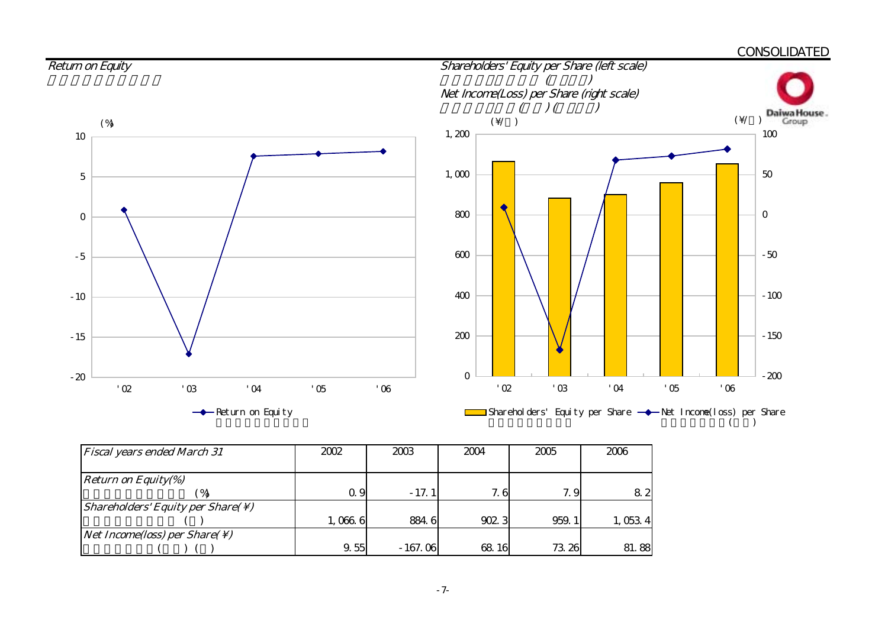CONSOLIDATED

## Return on Equity

## Shareholders' Equity per Share (left scale)

## Net Income(Loss) per Share (right scale)

| Fiscal years ended March 31 | 2002 | 2003 | 2004 | 2005 | 2006 |
|---|---|---|---|---|---|
| Return on Equity(%) | 0.9 | -17.1 | 7.6 | 7.9 | 8.2 |
| Shareholders' Equity per Share(¥) | 1,066.6 | 884.6 | 902.3 | 959.1 | 1,053.4 |
| Net Income(loss) per Share(¥) | 9.55 | -167.06 | 68.16 | 73.26 | 81.88 |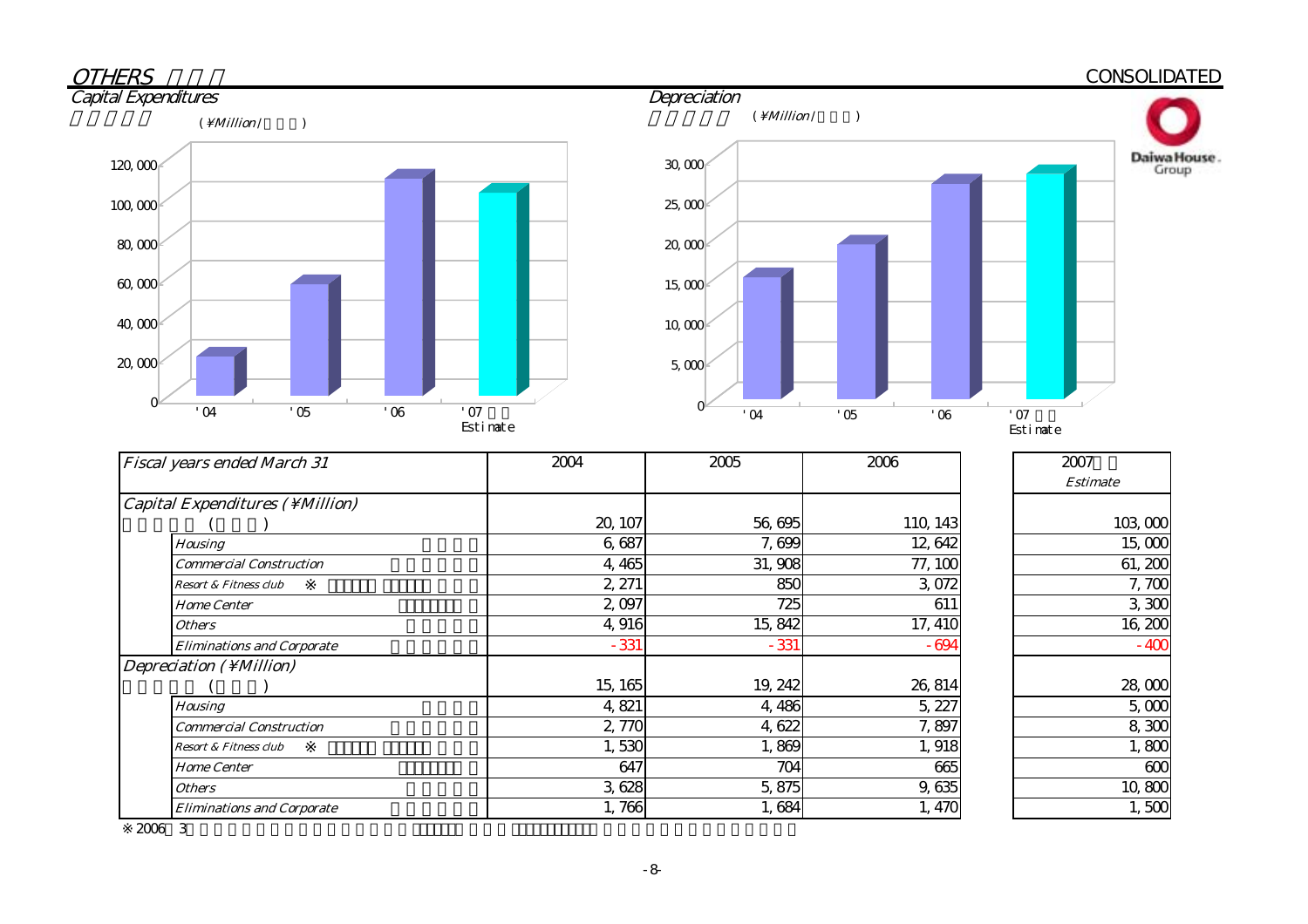## OTHERS

CONSOLIDATED

### Capital Expenditures

(¥Million/ )

### Depreciation

(¥Million/ )

| Fiscal years ended March 31 | 2004 | 2005 | 2006 | 2007 Estimate |
|---|---|---|---|---|
| Capital Expenditures (¥Million) ( ) | 20,107 | 56,695 | 110,143 | 103,000 |
| Housing | 6,687 | 7,699 | 12,642 | 15,000 |
| Commercial Construction | 4,465 | 31,908 | 77,100 | 61,200 |
| Resort & Fitness club ※ | 2,271 | 850 | 3,072 | 7,700 |
| Home Center | 2,097 | 725 | 611 | 3,300 |
| Others | 4,916 | 15,842 | 17,410 | 16,200 |
| Eliminations and Corporate | -331 | -331 | -694 | -400 |
| Depreciation (¥Million) ( ) | 15,165 | 19,242 | 26,814 | 28,000 |
| Housing | 4,821 | 4,486 | 5,227 | 5,000 |
| Commercial Construction | 2,770 | 4,622 | 7,897 | 8,300 |
| Resort & Fitness club ※ | 1,530 | 1,869 | 1,918 | 1,800 |
| Home Center | 647 | 704 | 665 | 600 |
| Others | 3,628 | 5,875 | 9,635 | 10,800 |
| Eliminations and Corporate | 1,766 | 1,684 | 1,470 | 1,500 |

※2006 3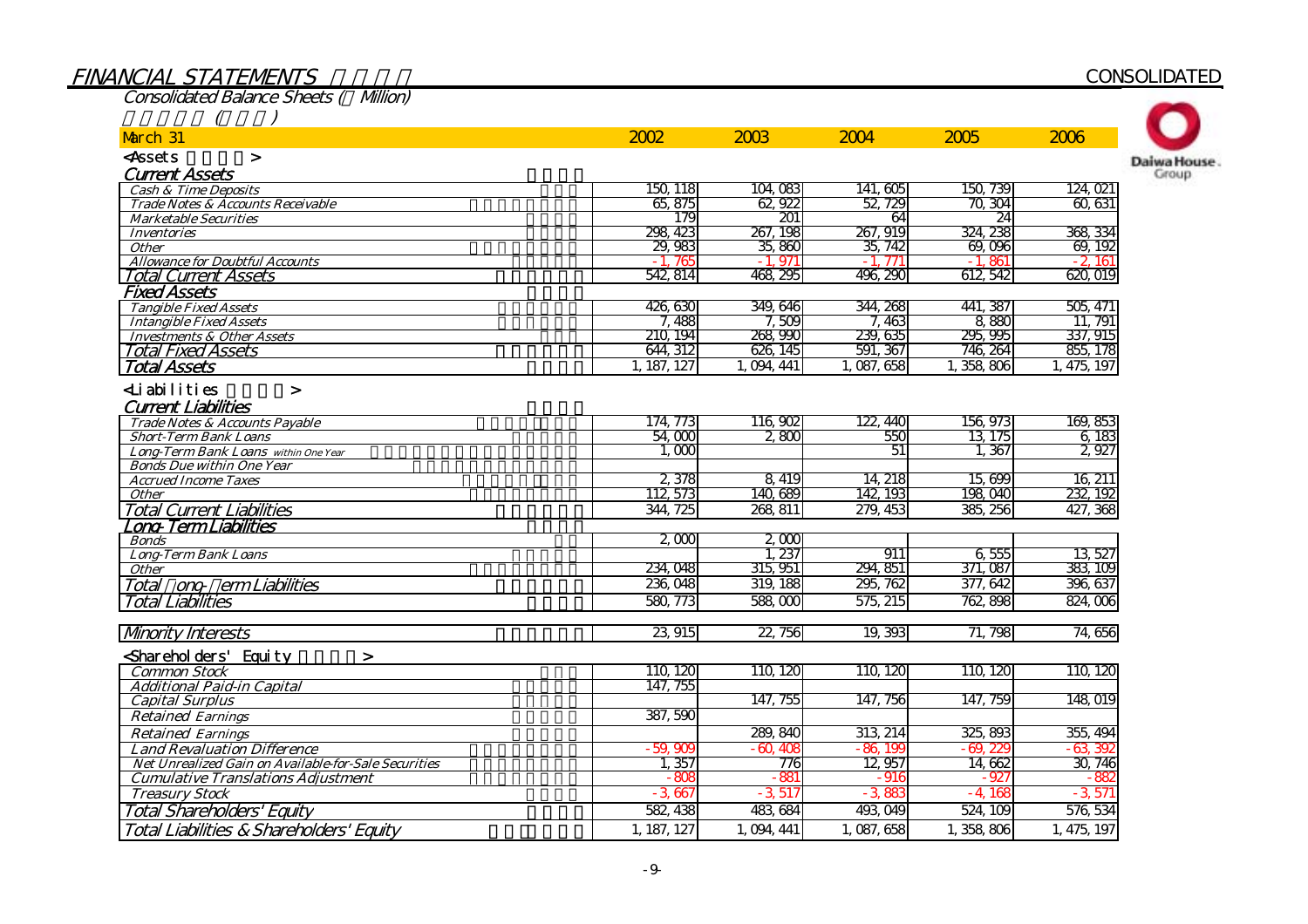# FINANCIAL STATEMENTS

CONSOLIDATED

## Consolidated Balance Sheets ( Million)

| March 31 | 2002 | 2003 | 2004 | 2005 | 2006 |
|---|---|---|---|---|---|
| **<Assets >** | | | | | |
| ***Current Assets*** | | | | | |
| *Cash & Time Deposits* | 150,118 | 104,083 | 141,605 | 150,739 | 124,021 |
| *Trade Notes & Accounts Receivable* | 65,875 | 62,922 | 52,729 | 70,304 | 60,631 |
| *Marketable Securities* | 179 | 201 | 64 | 24 | |
| *Inventories* | 298,423 | 267,198 | 267,919 | 324,238 | 368,334 |
| *Other* | 29,983 | 35,860 | 35,742 | 69,096 | 69,192 |
| *Allowance for Doubtful Accounts* | -1,765 | -1,971 | -1,771 | -1,861 | -2,161 |
| ***Total Current Assets*** | 542,814 | 468,295 | 496,290 | 612,542 | 620,019 |
| ***Fixed Assets*** | | | | | |
| *Tangible Fixed Assets* | 426,630 | 349,646 | 344,268 | 441,387 | 505,471 |
| *Intangible Fixed Assets* | 7,488 | 7,509 | 7,463 | 8,880 | 11,791 |
| *Investments & Other Assets* | 210,194 | 268,990 | 239,635 | 295,995 | 337,915 |
| ***Total Fixed Assets*** | 644,312 | 626,145 | 591,367 | 746,264 | 855,178 |
| ***Total Assets*** | 1,187,127 | 1,094,441 | 1,087,658 | 1,358,806 | 1,475,197 |
| **<Liabilities >** | | | | | |
| ***Current Liabilities*** | | | | | |
| *Trade Notes & Accounts Payable* | 174,773 | 116,902 | 122,440 | 156,973 | 169,853 |
| *Short-Term Bank Loans* | 54,000 | 2,800 | 550 | 13,175 | 6,183 |
| *Long-Term Bank Loans within One Year* | 1,000 | | 51 | 1,367 | 2,927 |
| *Bonds Due within One Year* | | | | | |
| *Accrued Income Taxes* | 2,378 | 8,419 | 14,218 | 15,699 | 16,211 |
| *Other* | 112,573 | 140,689 | 142,193 | 198,040 | 232,192 |
| ***Total Current Liabilities*** | 344,725 | 268,811 | 279,453 | 385,256 | 427,368 |
| ***Long-Term Liabilities*** | | | | | |
| *Bonds* | 2,000 | 2,000 | | | |
| *Long-Term Bank Loans* | | 1,237 | 911 | 6,555 | 13,527 |
| *Other* | 234,048 | 315,951 | 294,851 | 371,087 | 383,109 |
| ***Total Long-Term Liabilities*** | 236,048 | 319,188 | 295,762 | 377,642 | 396,637 |
| ***Total Liabilities*** | 580,773 | 588,000 | 575,215 | 762,898 | 824,006 |
| ***Minority Interests*** | 23,915 | 22,756 | 19,393 | 71,798 | 74,656 |
| **<Shareholders' Equity >** | | | | | |
| *Common Stock* | 110,120 | 110,120 | 110,120 | 110,120 | 110,120 |
| *Additional Paid-in Capital* | 147,755 | | | | |
| *Capital Surplus* | | 147,755 | 147,756 | 147,759 | 148,019 |
| *Retained Earnings* | 387,590 | | | | |
| *Retained Earnings* | | 289,840 | 313,214 | 325,893 | 355,494 |
| *Land Revaluation Difference* | -59,909 | -60,408 | -86,199 | -69,229 | -63,392 |
| *Net Unrealized Gain on Available-for-Sale Securities* | 1,357 | 776 | 12,957 | 14,662 | 30,746 |
| *Cumulative Translations Adjustment* | -808 | -881 | -916 | -927 | -882 |
| *Treasury Stock* | -3,667 | -3,517 | -3,883 | -4,168 | -3,571 |
| ***Total Shareholders' Equity*** | 582,438 | 483,684 | 493,049 | 524,109 | 576,534 |
| ***Total Liabilities & Shareholders' Equity*** | 1,187,127 | 1,094,441 | 1,087,658 | 1,358,806 | 1,475,197 |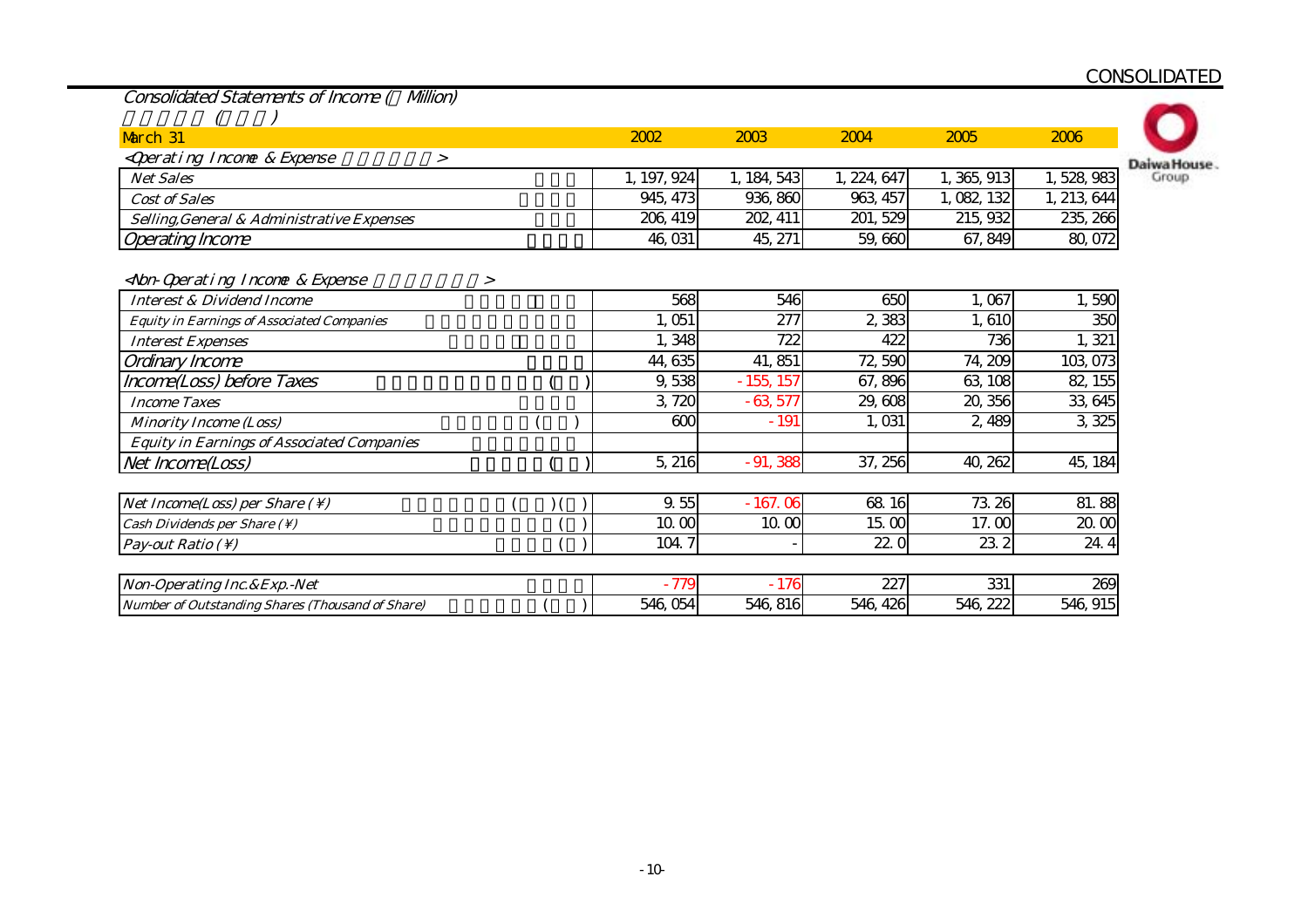CONSOLIDATED

## Consolidated Statements of Income ( Million)

| March 31 | 2002 | 2003 | 2004 | 2005 | 2006 |
|---|---|---|---|---|---|
| **<Operating Income & Expense >** | | | | | |
| Net Sales | 1, 197, 924 | 1, 184, 543 | 1, 224, 647 | 1, 365, 913 | 1, 528, 983 |
| Cost of Sales | 945, 473 | 936, 860 | 963, 457 | 1, 082, 132 | 1, 213, 644 |
| Selling,General & Administrative Expenses | 206, 419 | 202, 411 | 201, 529 | 215, 932 | 235, 266 |
| Operating Income | 46, 031 | 45, 271 | 59, 660 | 67, 849 | 80, 072 |
| **<Non-Operating Income & Expense >** | | | | | |
| Interest & Dividend Income | 568 | 546 | 650 | 1, 067 | 1, 590 |
| Equity in Earnings of Associated Companies | 1, 051 | 277 | 2, 383 | 1, 610 | 350 |
| Interest Expenses | 1, 348 | 722 | 422 | 736 | 1, 321 |
| Ordinary Income | 44, 635 | 41, 851 | 72, 590 | 74, 209 | 103, 073 |
| Income(Loss) before Taxes | 9, 538 | - 155, 157 | 67, 896 | 63, 108 | 82, 155 |
| Income Taxes | 3, 720 | - 63, 577 | 29, 608 | 20, 356 | 33, 645 |
| Minority Income (Loss) | 600 | - 191 | 1, 031 | 2, 489 | 3, 325 |
| Equity in Earnings of Associated Companies | | | | | |
| Net Income(Loss) | 5, 216 | - 91, 388 | 37, 256 | 40, 262 | 45, 184 |

| | 2002 | 2003 | 2004 | 2005 | 2006 |
|---|---|---|---|---|---|
| Net Income(Loss) per Share (¥) | 9. 55 | - 167. 06 | 68. 16 | 73. 26 | 81. 88 |
| Cash Dividends per Share (¥) | 10. 00 | 10. 00 | 15. 00 | 17. 00 | 20. 00 |
| Pay-out Ratio (¥) | 104. 7 | - | 22. 0 | 23. 2 | 24. 4 |

| | 2002 | 2003 | 2004 | 2005 | 2006 |
|---|---|---|---|---|---|
| Non-Operating Inc.&Exp.-Net | - 779 | - 176 | 227 | 331 | 269 |
| Number of Outstanding Shares (Thousand of Share) | 546, 054 | 546, 816 | 546, 426 | 546, 222 | 546, 915 |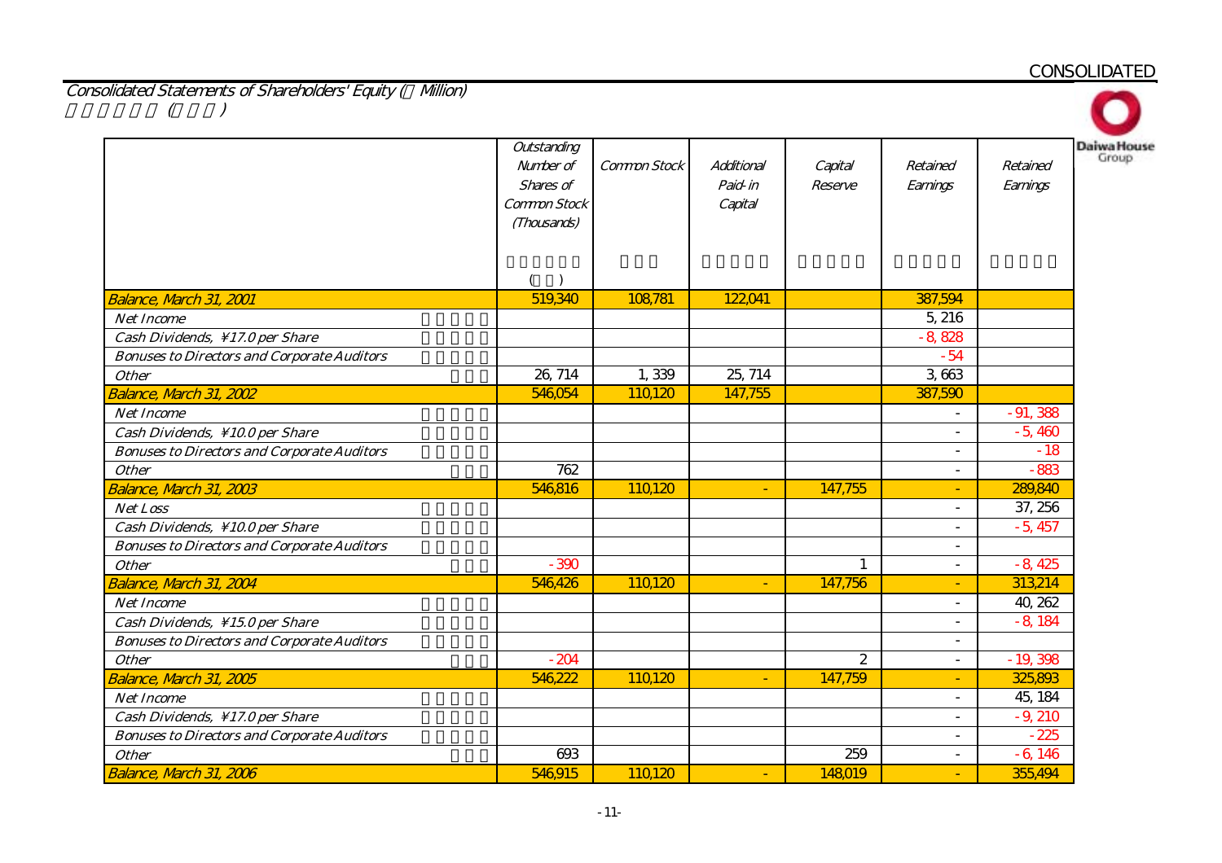CONSOLIDATED

## Consolidated Statements of Shareholders' Equity (¥ Million)

| | Outstanding Number of Shares of Common Stock (Thousands) | Common Stock | Additional Paid-in Capital | Capital Reserve | Retained Earnings | Retained Earnings |
|---|---|---|---|---|---|---|
| Balance, March 31, 2001 | 519,340 | 108,781 | 122,041 | | 387,594 | |
| Net Income | | | | | 5,216 | |
| Cash Dividends, ¥17.0 per Share | | | | | -8,828 | |
| Bonuses to Directors and Corporate Auditors | | | | | -54 | |
| Other | 26,714 | 1,339 | 25,714 | | 3,663 | |
| Balance, March 31, 2002 | 546,054 | 110,120 | 147,755 | | 387,590 | |
| Net Income | | | | | - | -91,388 |
| Cash Dividends, ¥10.0 per Share | | | | | - | -5,460 |
| Bonuses to Directors and Corporate Auditors | | | | | - | -18 |
| Other | 762 | | | | - | -883 |
| Balance, March 31, 2003 | 546,816 | 110,120 | - | 147,755 | - | 289,840 |
| Net Loss | | | | | - | 37,256 |
| Cash Dividends, ¥10.0 per Share | | | | | - | -5,457 |
| Bonuses to Directors and Corporate Auditors | | | | | - | |
| Other | -390 | | | 1 | - | -8,425 |
| Balance, March 31, 2004 | 546,426 | 110,120 | - | 147,756 | - | 313,214 |
| Net Income | | | | | - | 40,262 |
| Cash Dividends, ¥15.0 per Share | | | | | - | -8,184 |
| Bonuses to Directors and Corporate Auditors | | | | | - | |
| Other | -204 | | | 2 | - | -19,398 |
| Balance, March 31, 2005 | 546,222 | 110,120 | - | 147,759 | - | 325,893 |
| Net Income | | | | | - | 45,184 |
| Cash Dividends, ¥17.0 per Share | | | | | - | -9,210 |
| Bonuses to Directors and Corporate Auditors | | | | | - | -225 |
| Other | 693 | | | 259 | - | -6,146 |
| Balance, March 31, 2006 | 546,915 | 110,120 | - | 148,019 | - | 355,494 |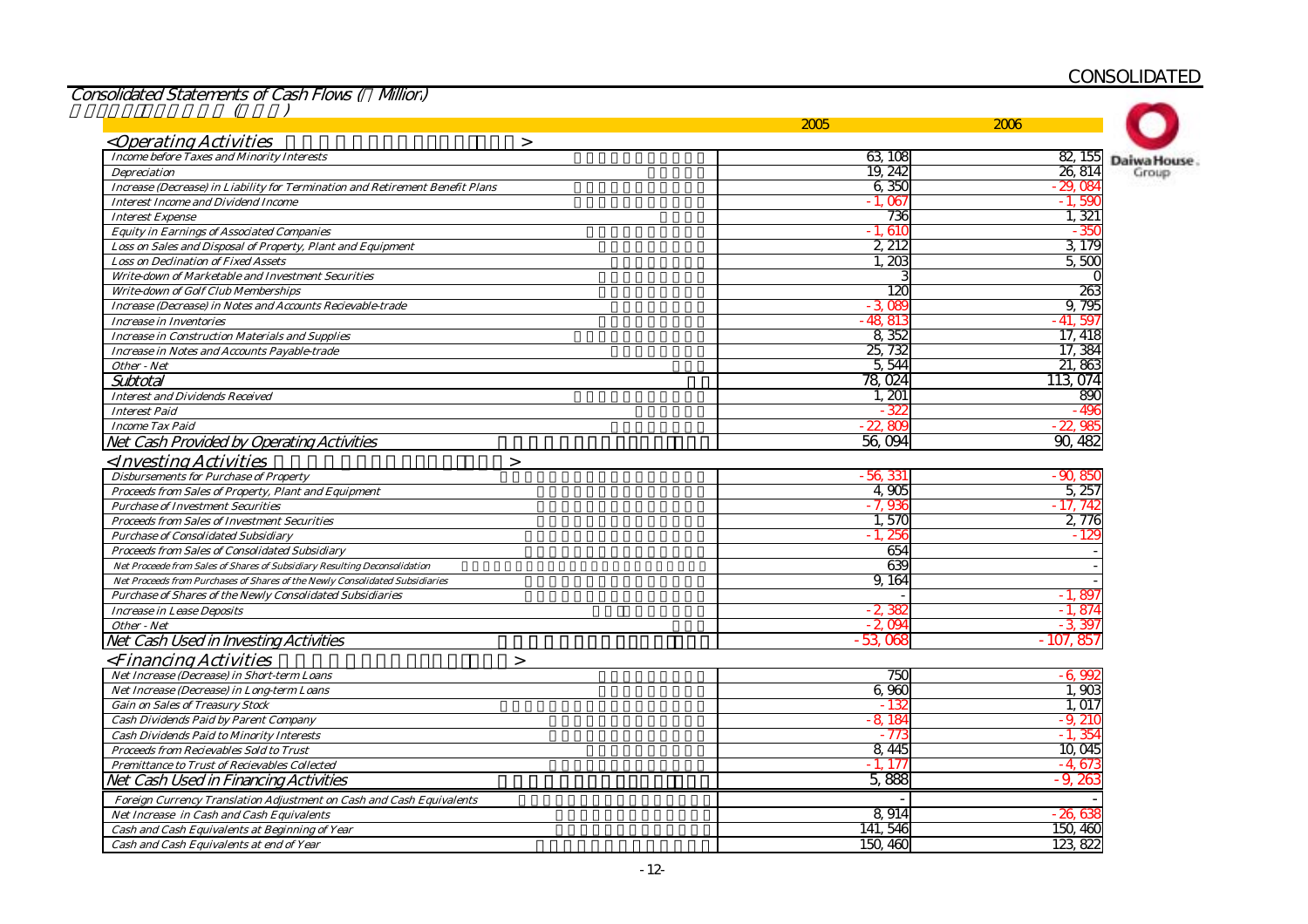CONSOLIDATED

## Consolidated Statements of Cash Flows (¥ Million)

| | 2005 | 2006 |
|---|---|---|
| **<Operating Activities>** | | |
| Income before Taxes and Minority Interests | 63,108 | 82,155 |
| Depreciation | 19,242 | 26,814 |
| Increase (Decrease) in Liability for Termination and Retirement Benefit Plans | 6,350 | -29,084 |
| Interest Income and Dividend Income | -1,067 | -1,590 |
| Interest Expense | 736 | 1,321 |
| Equity in Earnings of Associated Companies | -1,610 | -350 |
| Loss on Sales and Disposal of Property, Plant and Equipment | 2,212 | 3,179 |
| Loss on Declination of Fixed Assets | 1,203 | 5,500 |
| Write-down of Marketable and Investment Securities | 3 | 0 |
| Write-down of Golf Club Memberships | 120 | 263 |
| Increase (Decrease) in Notes and Accounts Recievable-trade | -3,089 | 9,795 |
| Increase in Inventories | -48,813 | -41,597 |
| Increase in Construction Materials and Supplies | 8,352 | 17,418 |
| Increase in Notes and Accounts Payable-trade | 25,732 | 17,384 |
| Other - Net | 5,544 | 21,863 |
| Subtotal | 78,024 | 113,074 |
| Interest and Dividends Received | 1,201 | 890 |
| Interest Paid | -322 | -496 |
| Income Tax Paid | -22,809 | -22,985 |
| **Net Cash Provided by Operating Activities** | 56,094 | 90,482 |
| **<Investing Activities>** | | |
| Disbursements for Purchase of Property | -56,331 | -90,850 |
| Proceeds from Sales of Property, Plant and Equipment | 4,905 | 5,257 |
| Purchase of Investment Securities | -7,936 | -17,742 |
| Proceeds from Sales of Investment Securities | 1,570 | 2,776 |
| Purchase of Consolidated Subsidiary | -1,256 | -129 |
| Proceeds from Sales of Consolidated Subsidiary | 654 | - |
| Net Proceede from Sales of Shares of Subsidiary Resulting Deconsolidation | 639 | - |
| Net Proceeds from Purchases of Shares of the Newly Consolidated Subsidiaries | 9,164 | - |
| Purchase of Shares of the Newly Consolidated Subsidiaries | - | -1,897 |
| Increase in Lease Deposits | -2,382 | -1,874 |
| Other - Net | -2,094 | -3,397 |
| **Net Cash Used in Investing Activities** | -53,068 | -107,857 |
| **<Financing Activities>** | | |
| Net Increase (Decrease) in Short-term Loans | 750 | -6,992 |
| Net Increase (Decrease) in Long-term Loans | 6,960 | 1,903 |
| Gain on Sales of Treasury Stock | -132 | 1,017 |
| Cash Dividends Paid by Parent Company | -8,184 | -9,210 |
| Cash Dividends Paid to Minority Interests | -773 | -1,354 |
| Proceeds from Recievables Sold to Trust | 8,445 | 10,045 |
| Premittance to Trust of Recievables Collected | -1,177 | -4,673 |
| **Net Cash Used in Financing Activities** | 5,888 | -9,263 |
| Foreign Currency Translation Adjustment on Cash and Cash Equivalents | - | - |
| Net Increase in Cash and Cash Equivalents | 8,914 | -26,638 |
| Cash and Cash Equivalents at Beginning of Year | 141,546 | 150,460 |
| Cash and Cash Equivalents at end of Year | 150,460 | 123,822 |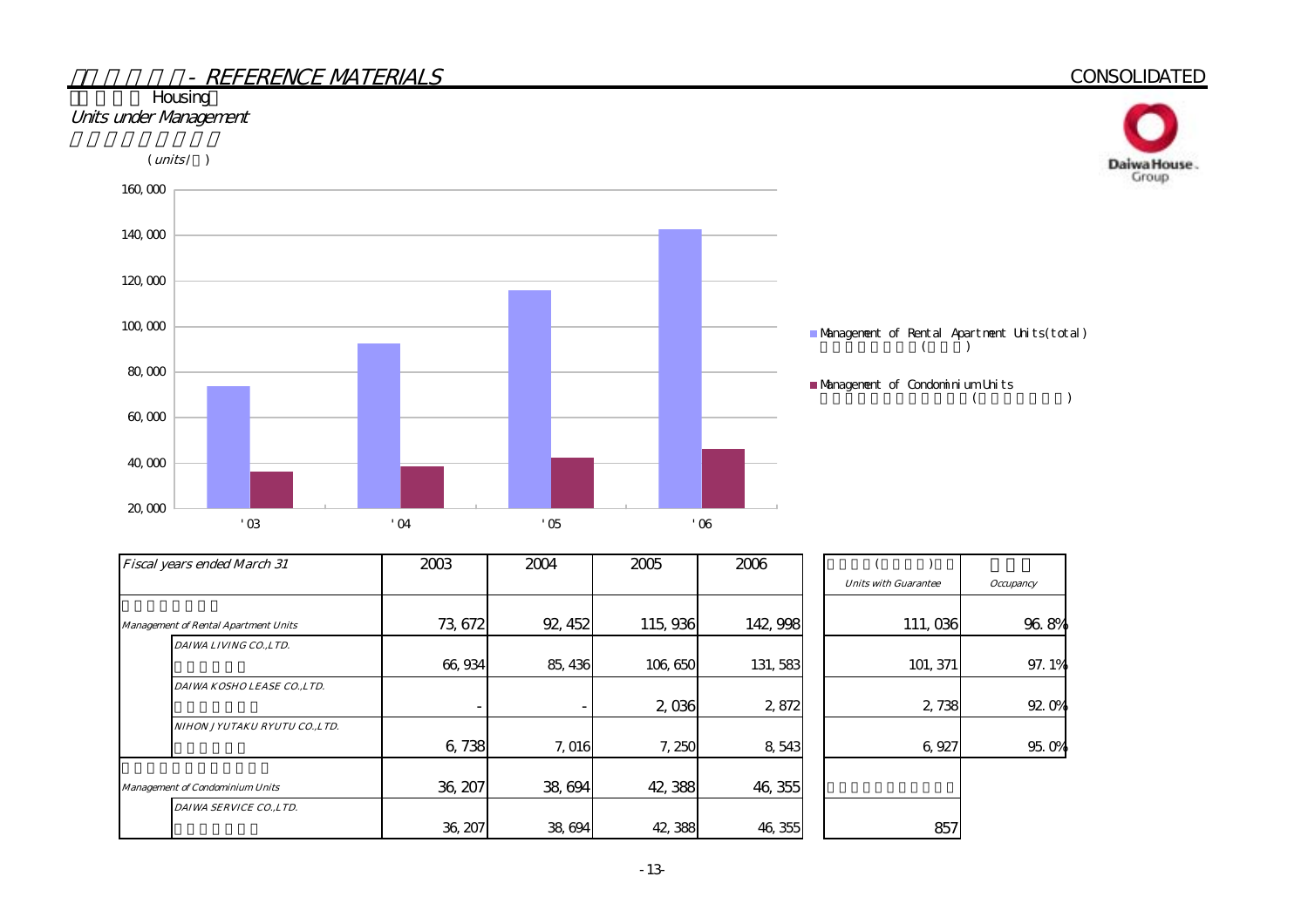# - REFERENCE MATERIALS

CONSOLIDATED

## Housing

### Units under Management

(units/ )

| Fiscal years ended March 31 | | 2003 | 2004 | 2005 | 2006 | Units with Guarantee | Occupancy |
|---|---|---|---|---|---|---|---|
| Management of Rental Apartment Units | | 73,672 | 92,452 | 115,936 | 142,998 | 111,036 | 96.8% |
| | DAIWA LIVING CO.,LTD. | 66,934 | 85,436 | 106,650 | 131,583 | 101,371 | 97.1% |
| | DAIWA KOSHO LEASE CO.,LTD. | - | - | 2,036 | 2,872 | 2,738 | 92.0% |
| | NIHON JYUTAKU RYUTU CO.,LTD. | 6,738 | 7,016 | 7,250 | 8,543 | 6,927 | 95.0% |
| Management of Condominium Units | | 36,207 | 38,694 | 42,388 | 46,355 | | |
| | DAIWA SERVICE CO.,LTD. | 36,207 | 38,694 | 42,388 | 46,355 | 857 | |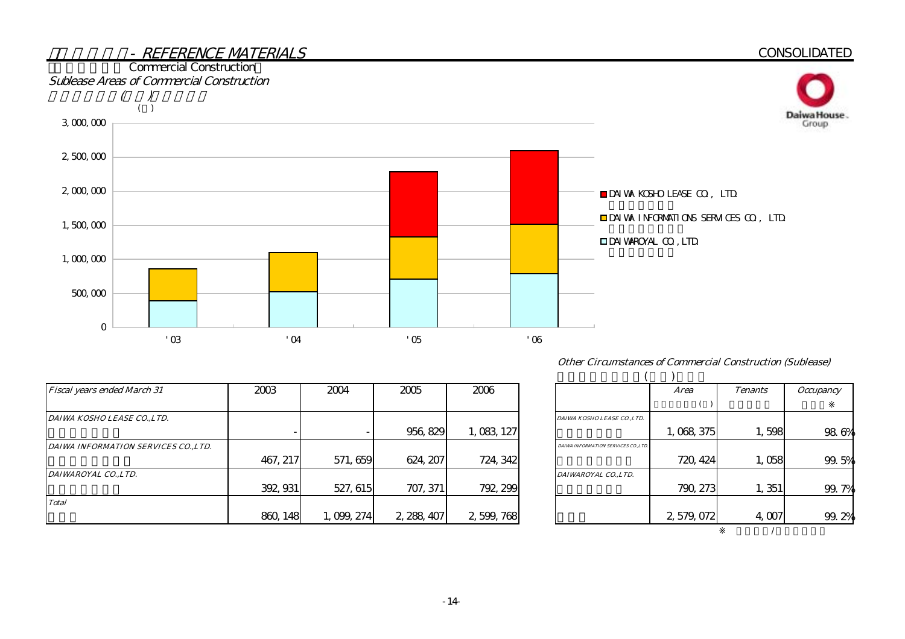## - REFERENCE MATERIALS

CONSOLIDATED

Commercial Construction

*Sublease Areas of Commercial Construction*

| *Fiscal years ended March 31* | 2003 | 2004 | 2005 | 2006 |
|---|---|---|---|---|
| *DAIWA KOSHO LEASE CO.,LTD.* | - | - | 956,829 | 1,083,127 |
| *DAIWA INFORMATION SERVICES CO.,LTD.* | 467,217 | 571,659 | 624,207 | 724,342 |
| *DAIWAROYAL CO.,LTD.* | 392,931 | 527,615 | 707,371 | 792,299 |
| *Total* | 860,148 | 1,099,274 | 2,288,407 | 2,599,768 |

*Other Circumstances of Commercial Construction (Sublease)*

| | *Area* | *Tenants* | *Occupancy* ※ |
|---|---|---|---|
| *DAIWA KOSHO LEASE CO.,LTD.* | 1,068,375 | 1,598 | 98.6% |
| *DAIWA INFORMATION SERVICES CO.,LTD.* | 720,424 | 1,058 | 99.5% |
| *DAIWAROYAL CO.,LTD.* | 790,273 | 1,351 | 99.7% |
| | 2,579,072 | 4,007 | 99.2% |

※ /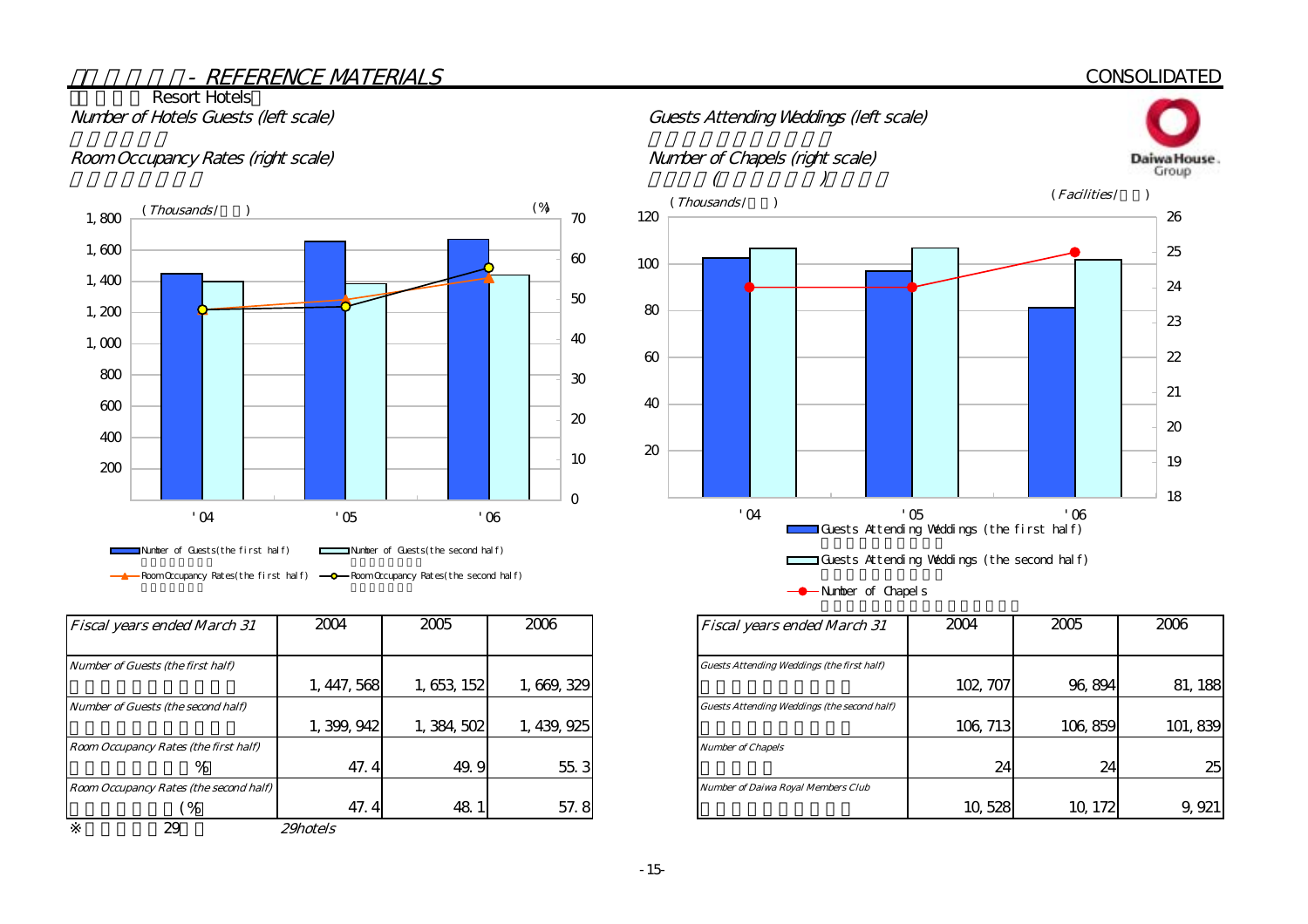## - REFERENCE MATERIALS

CONSOLIDATED

### Resort Hotels

*Number of Hotels Guests (left scale)*

*Room Occupancy Rates (right scale)*

(Thousands/ ) (%)

Number of Guests(the first half) / Number of Guests(the second half) / Room Occupancy Rates(the first half) / Room Occupancy Rates(the second half)

| *Fiscal years ended March 31* | 2004 | 2005 | 2006 |
|---|---|---|---|
| *Number of Guests (the first half)* | 1,447,568 | 1,653,152 | 1,669,329 |
| *Number of Guests (the second half)* | 1,399,942 | 1,384,502 | 1,439,925 |
| *Room Occupancy Rates (the first half)* % | 47.4 | 49.9 | 55.3 |
| *Room Occupancy Rates (the second half)* (%) | 47.4 | 48.1 | 57.8 |

※ 29 *29hotels*

*Guests Attending Weddings (left scale)*

*Number of Chapels (right scale)*

(Thousands/ ) (Facilities/ )

Guests Attending Weddings (the first half) / Guests Attending Weddings (the second half) / Number of Chapels

| *Fiscal years ended March 31* | 2004 | 2005 | 2006 |
|---|---|---|---|
| *Guests Attending Weddings (the first half)* | 102,707 | 96,894 | 81,188 |
| *Guests Attending Weddings (the second half)* | 106,713 | 106,859 | 101,839 |
| *Number of Chapels* | 24 | 24 | 25 |
| *Number of Daiwa Royal Members Club* | 10,528 | 10,172 | 9,921 |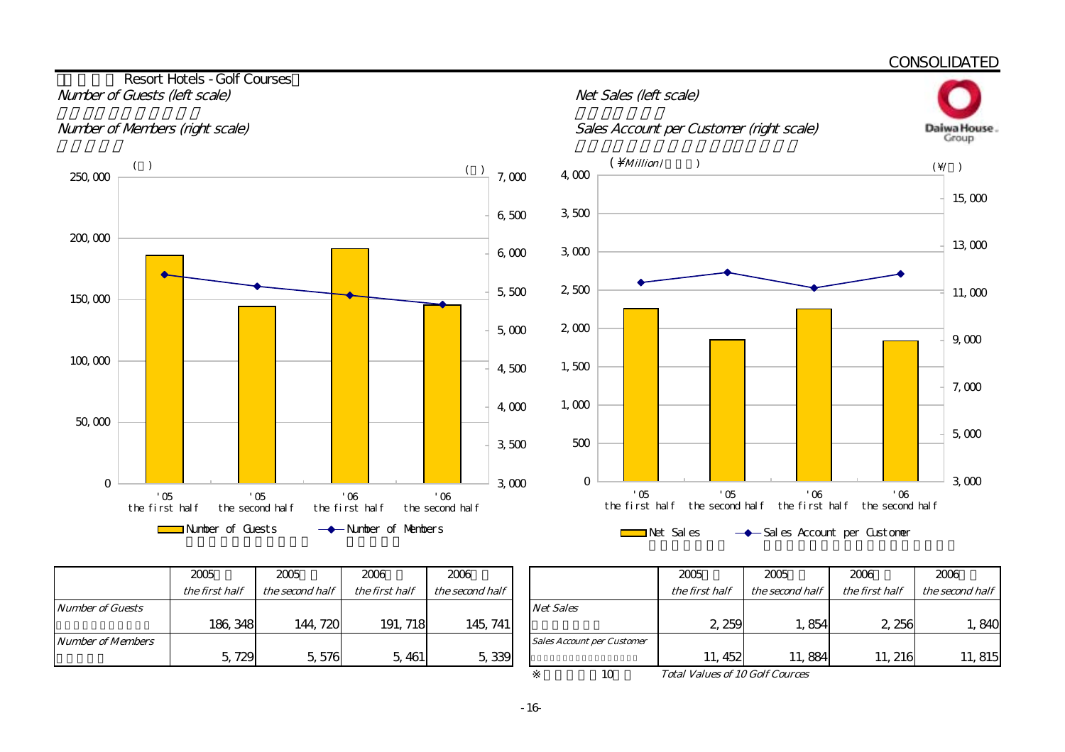CONSOLIDATED

## Resort Hotels - Golf Courses

*Number of Guests (left scale)*

*Number of Members (right scale)*

*Net Sales (left scale)*

*Sales Account per Customer (right scale)*

(¥Million)

(¥/)

| | 2005 *the first half* | 2005 *the second half* | 2006 *the first half* | 2006 *the second half* |
|---|---|---|---|---|
| *Number of Guests* | 186,348 | 144,720 | 191,718 | 145,741 |
| *Number of Members* | 5,729 | 5,576 | 5,461 | 5,339 |

| | 2005 *the first half* | 2005 *the second half* | 2006 *the first half* | 2006 *the second half* |
|---|---|---|---|---|
| *Net Sales* | 2,259 | 1,854 | 2,256 | 1,840 |
| *Sales Account per Customer* | 11,452 | 11,884 | 11,216 | 11,815 |

※ 10 *Total Values of 10 Golf Cources*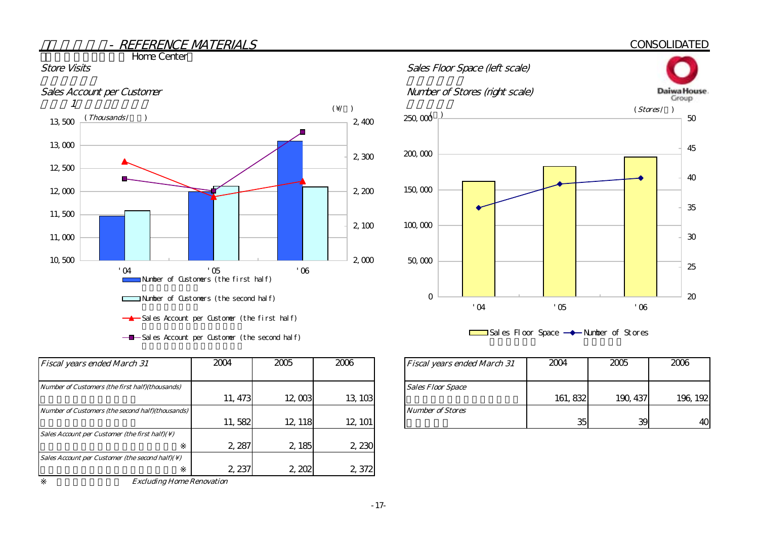# - REFERENCE MATERIALS

CONSOLIDATED

Home Center

Store Visits

Sales Account per Customer

Sales Floor Space (left scale)

Number of Stores (right scale)

| Fiscal years ended March 31 | 2004 | 2005 | 2006 |
|---|---|---|---|
| Number of Customers (the first half)(thousands) | 11,473 | 12,003 | 13,103 |
| Number of Customers (the second half)(thousands) | 11,582 | 12,118 | 12,101 |
| Sales Account per Customer (the first half)(¥) ※ | 2,287 | 2,185 | 2,230 |
| Sales Account per Customer (the second half)(¥) ※ | 2,237 | 2,202 | 2,372 |

※ Excluding Home Renovation

| Fiscal years ended March 31 | 2004 | 2005 | 2006 |
|---|---|---|---|
| Sales Floor Space | 161,832 | 190,437 | 196,192 |
| Number of Stores | 35 | 39 | 40 |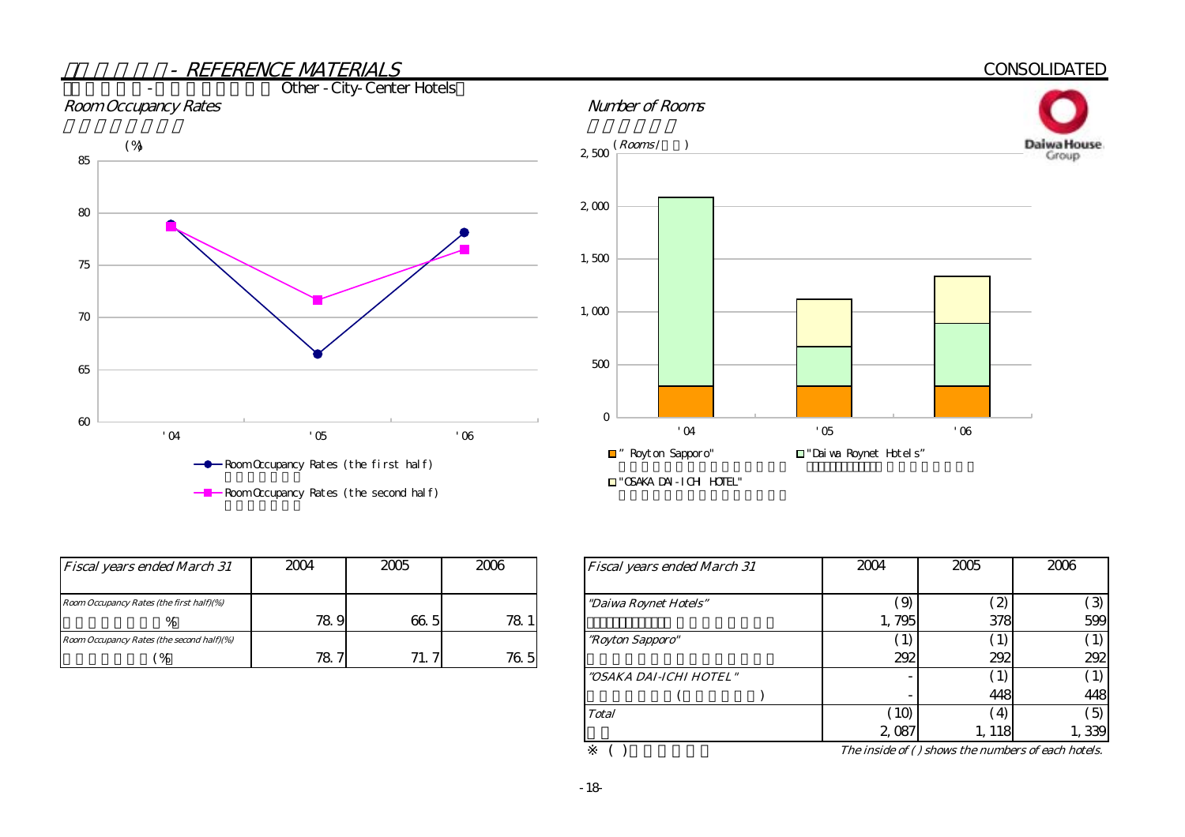# - REFERENCE MATERIALS

CONSOLIDATED

## - Other - City-Center Hotels

### Room Occupancy Rates

(%)

- Room Occupancy Rates (the first half)
- Room Occupancy Rates (the second half)

### Number of Rooms

(Rooms / )

- "Royton Sapporo"
- "Daiwa Roynet Hotels"
- "OSAKA DAI-ICHI HOTEL"

| Fiscal years ended March 31 | 2004 | 2005 | 2006 |
|---|---|---|---|
| Room Occupancy Rates (the first half)(%) % | 78.9 | 66.5 | 78.1 |
| Room Occupancy Rates (the second half)(%) (%) | 78.7 | 71.7 | 76.5 |

| Fiscal years ended March 31 | 2004 | 2005 | 2006 |
|---|---|---|---|
| "Daiwa Roynet Hotels" | (9) | (2) | (3) |
| | 1,795 | 378 | 599 |
| "Royton Sapporo" | (1) | (1) | (1) |
| | 292 | 292 | 292 |
| "OSAKA DAI-ICHI HOTEL" | - | (1) | (1) |
| ( ) | - | 448 | 448 |
| Total | (10) | (4) | (5) |
| | 2,087 | 1,118 | 1,339 |

※ ( )

The inside of ( ) shows the numbers of each hotels.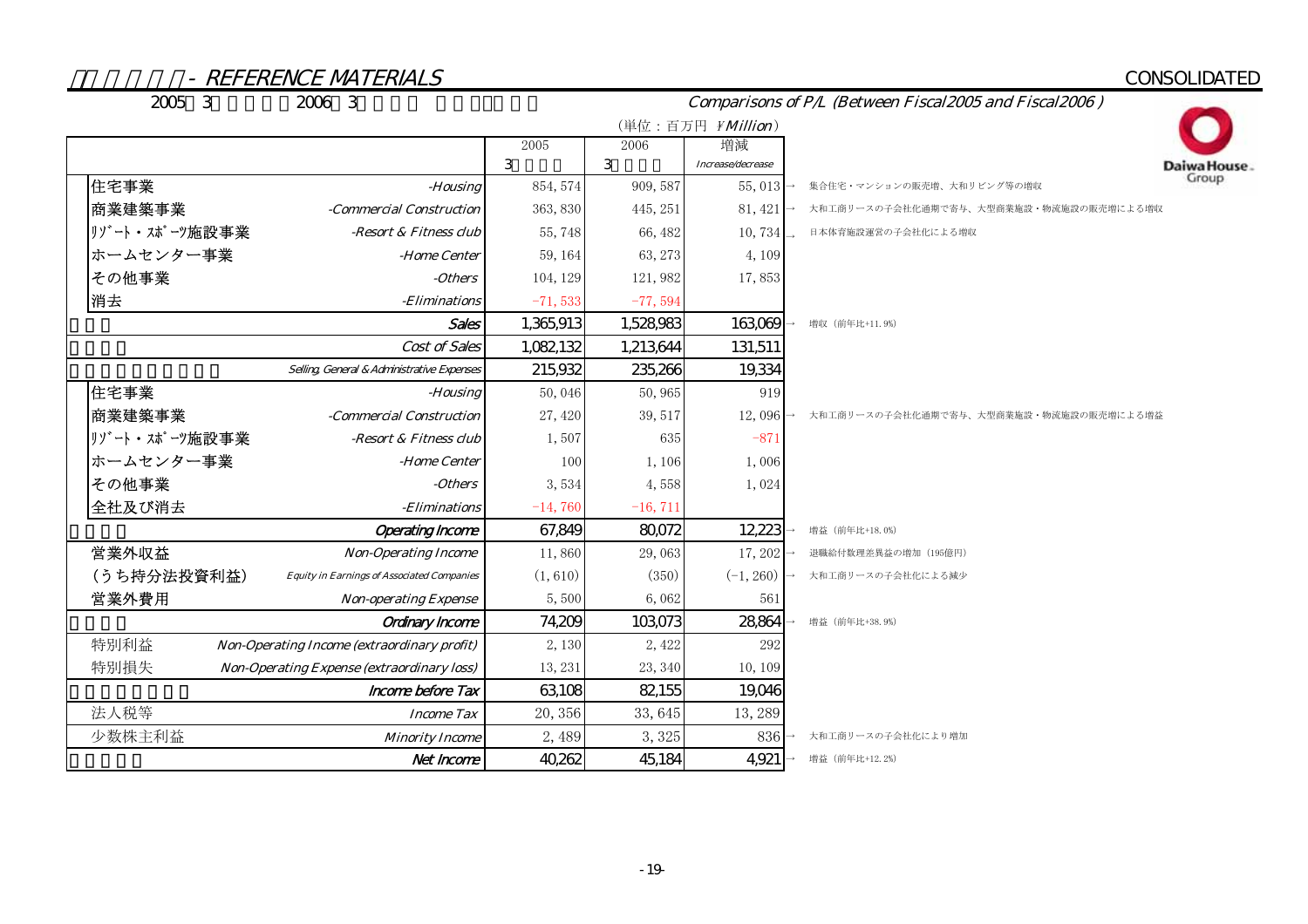# - REFERENCE MATERIALS

CONSOLIDATED

2005 3 2006 3

*Comparisons of P/L (Between Fiscal2005 and Fiscal2006 )*

（単位：百万円 ¥*Million*）

| | | 2005 3 | 2006 3 | 増減 *Increase/decrease* | |
|---|---|---|---|---|---|
| 住宅事業 | *-Housing* | 854, 574 | 909, 587 | 55, 013 | → 集合住宅・マンションの販売増、大和リビング等の増収 |
| 商業建築事業 | *-Commercial Construction* | 363, 830 | 445, 251 | 81, 421 | → 大和工商リースの子会社化通期で寄与、大型商業施設・物流施設の販売増による増収 |
| ﾘｿﾞｰﾄ・ｽﾎﾟｰﾂ施設事業 | *-Resort & Fitness club* | 55, 748 | 66, 482 | 10, 734 | → 日本体育施設運営の子会社化による増収 |
| ホームセンター事業 | *-Home Center* | 59, 164 | 63, 273 | 4, 109 | |
| その他事業 | *-Others* | 104, 129 | 121, 982 | 17, 853 | |
| 消去 | *-Eliminations* | -71, 533 | -77, 594 | | |
| | ***Sales*** | 1,365,913 | 1,528,983 | 163,069 | → 増収（前年比+11.9%） |
| | *Cost of Sales* | 1,082,132 | 1,213,644 | 131,511 | |
| | *Selling, General & Administrative Expenses* | 215,932 | 235,266 | 19,334 | |
| 住宅事業 | *-Housing* | 50, 046 | 50, 965 | 919 | |
| 商業建築事業 | *-Commercial Construction* | 27, 420 | 39, 517 | 12, 096 | → 大和工商リースの子会社化通期で寄与、大型商業施設・物流施設の販売増による増益 |
| ﾘｿﾞｰﾄ・ｽﾎﾟｰﾂ施設事業 | *-Resort & Fitness club* | 1, 507 | 635 | -871 | |
| ホームセンター事業 | *-Home Center* | 100 | 1, 106 | 1, 006 | |
| その他事業 | *-Others* | 3, 534 | 4, 558 | 1, 024 | |
| 全社及び消去 | *-Eliminations* | -14, 760 | -16, 711 | | |
| | ***Operating Income*** | 67,849 | 80,072 | 12,223 | → 増益（前年比+18.0%） |
| 営業外収益 | *Non-Operating Income* | 11, 860 | 29, 063 | 17, 202 | → 退職給付数理差異益の増加（195億円） |
| (うち持分法投資利益) | *Equity in Earnings of Associated Companies* | (1, 610) | (350) | (-1, 260) | → 大和工商リースの子会社化による減少 |
| 営業外費用 | *Non-operating Expense* | 5, 500 | 6, 062 | 561 | |
| | ***Ordinary Income*** | 74,209 | 103,073 | 28,864 | → 増益（前年比+38.9%） |
| 特別利益 | *Non-Operating Income (extraordinary profit)* | 2, 130 | 2, 422 | 292 | |
| 特別損失 | *Non-Operating Expense (extraordinary loss)* | 13, 231 | 23, 340 | 10, 109 | |
| | ***Income before Tax*** | 63,108 | 82,155 | 19,046 | |
| 法人税等 | *Income Tax* | 20, 356 | 33, 645 | 13, 289 | |
| 少数株主利益 | *Minority Income* | 2, 489 | 3, 325 | 836 | → 大和工商リースの子会社化により増加 |
| | ***Net Income*** | 40,262 | 45,184 | 4,921 | → 増益（前年比+12.2%） |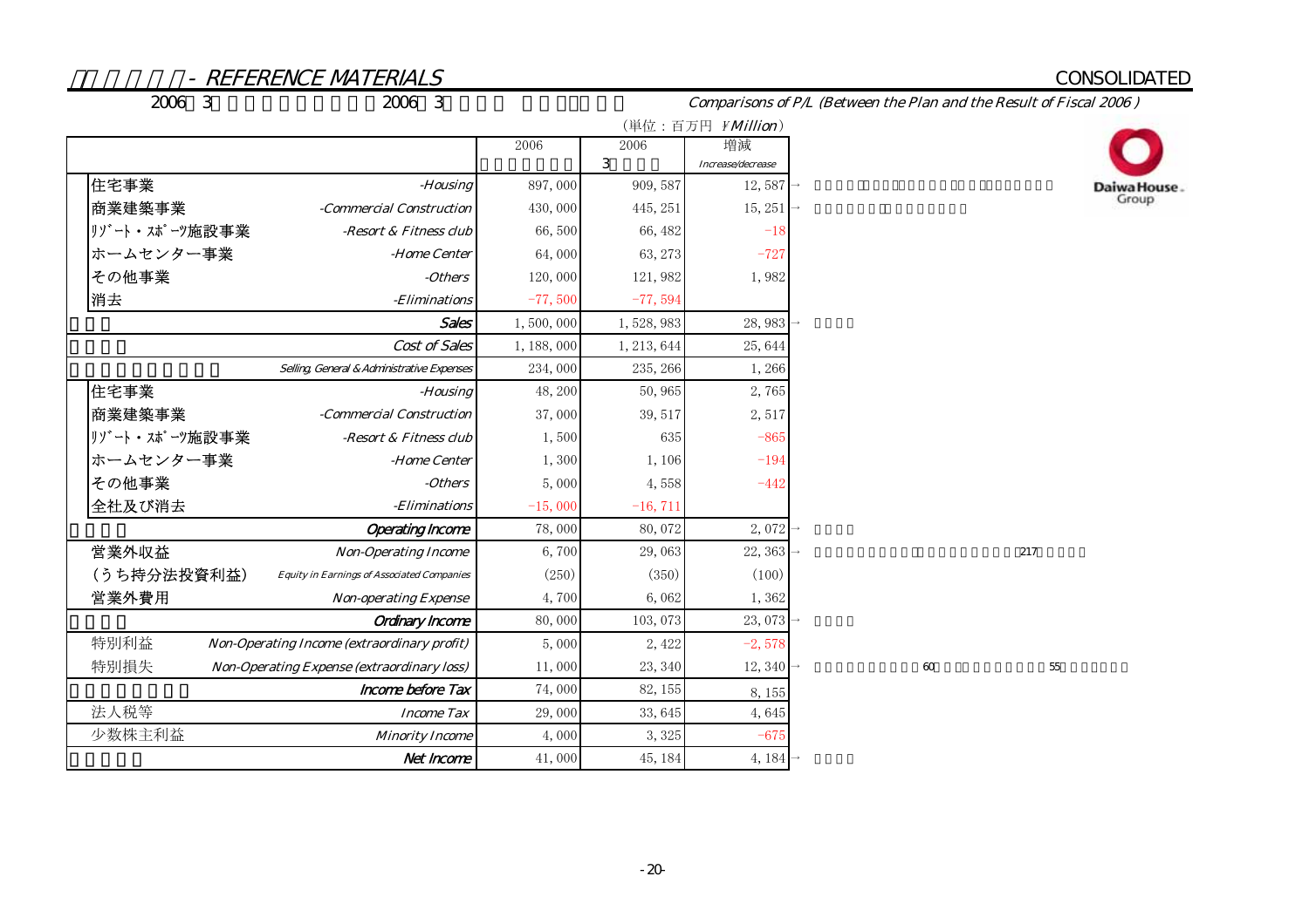## - REFERENCE MATERIALS

CONSOLIDATED

2006 3 2006 3 *Comparisons of P/L (Between the Plan and the Result of Fiscal 2006 )*

（単位：百万円 ￥*Million*）

| | | 2006 | 2006 3 | 増減 *Increase/decrease* |
|---|---|---|---|---|
| 住宅事業 | *-Housing* | 897, 000 | 909, 587 | 12, 587 |
| 商業建築事業 | *-Commercial Construction* | 430, 000 | 445, 251 | 15, 251 |
| ﾘｿﾞｰﾄ・ｽﾎﾟｰﾂ施設事業 | *-Resort & Fitness club* | 66, 500 | 66, 482 | -18 |
| ホームセンター事業 | *-Home Center* | 64, 000 | 63, 273 | -727 |
| その他事業 | *-Others* | 120, 000 | 121, 982 | 1, 982 |
| 消去 | *-Eliminations* | -77, 500 | -77, 594 | |
| | ***Sales*** | 1, 500, 000 | 1, 528, 983 | 28, 983 |
| | *Cost of Sales* | 1, 188, 000 | 1, 213, 644 | 25, 644 |
| | *Selling, General & Administrative Expenses* | 234, 000 | 235, 266 | 1, 266 |
| 住宅事業 | *-Housing* | 48, 200 | 50, 965 | 2, 765 |
| 商業建築事業 | *-Commercial Construction* | 37, 000 | 39, 517 | 2, 517 |
| ﾘｿﾞｰﾄ・ｽﾎﾟｰﾂ施設事業 | *-Resort & Fitness club* | 1, 500 | 635 | -865 |
| ホームセンター事業 | *-Home Center* | 1, 300 | 1, 106 | -194 |
| その他事業 | *-Others* | 5, 000 | 4, 558 | -442 |
| 全社及び消去 | *-Eliminations* | -15, 000 | -16, 711 | |
| | ***Operating Income*** | 78, 000 | 80, 072 | 2, 072 |
| 営業外収益 | *Non-Operating Income* | 6, 700 | 29, 063 | 22, 363 |
| (うち持分法投資利益) | *Equity in Earnings of Associated Companies* | (250) | (350) | (100) |
| 営業外費用 | *Non-operating Expense* | 4, 700 | 6, 062 | 1, 362 |
| | ***Ordinary Income*** | 80, 000 | 103, 073 | 23, 073 |
| 特別利益 | *Non-Operating Income (extraordinary profit)* | 5, 000 | 2, 422 | -2, 578 |
| 特別損失 | *Non-Operating Expense (extraordinary loss)* | 11, 000 | 23, 340 | 12, 340 |
| | ***Income before Tax*** | 74, 000 | 82, 155 | 8, 155 |
| 法人税等 | *Income Tax* | 29, 000 | 33, 645 | 4, 645 |
| 少数株主利益 | *Minority Income* | 4, 000 | 3, 325 | -675 |
| | ***Net Income*** | 41, 000 | 45, 184 | 4, 184 |

217

60 55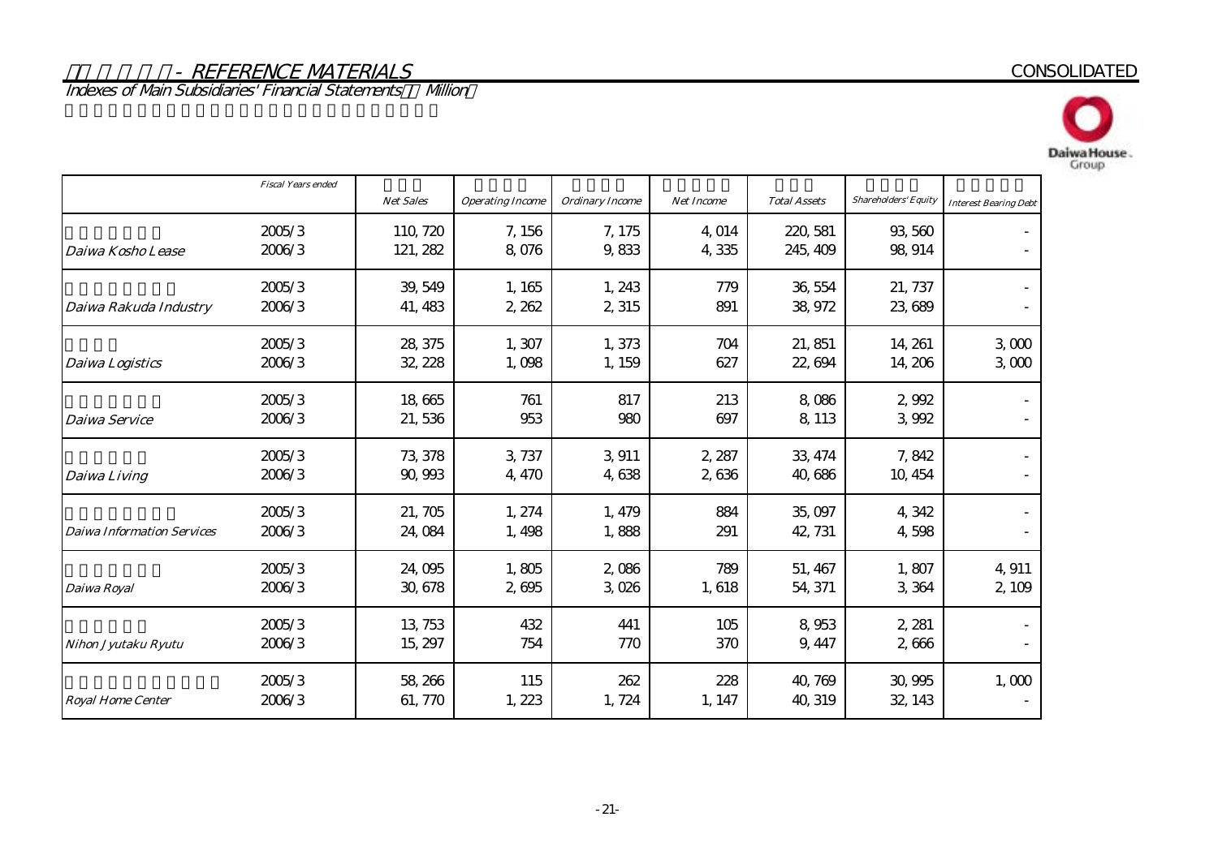# - REFERENCE MATERIALS

CONSOLIDATED

## Indexes of Main Subsidiaries' Financial Statements Million

| | Fiscal Years ended | Net Sales | Operating Income | Ordinary Income | Net Income | Total Assets | Shareholders' Equity | Interest Bearing Debt |
|---|---|---|---|---|---|---|---|---|
| Daiwa Kosho Lease | 2005/3 | 110,720 | 7,156 | 7,175 | 4,014 | 220,581 | 93,560 | - |
| | 2006/3 | 121,282 | 8,076 | 9,833 | 4,335 | 245,409 | 98,914 | - |
| Daiwa Rakuda Industry | 2005/3 | 39,549 | 1,165 | 1,243 | 779 | 36,554 | 21,737 | - |
| | 2006/3 | 41,483 | 2,262 | 2,315 | 891 | 38,972 | 23,689 | - |
| Daiwa Logistics | 2005/3 | 28,375 | 1,307 | 1,373 | 704 | 21,851 | 14,261 | 3,000 |
| | 2006/3 | 32,228 | 1,098 | 1,159 | 627 | 22,694 | 14,206 | 3,000 |
| Daiwa Service | 2005/3 | 18,665 | 761 | 817 | 213 | 8,086 | 2,992 | - |
| | 2006/3 | 21,536 | 953 | 980 | 697 | 8,113 | 3,992 | - |
| Daiwa Living | 2005/3 | 73,378 | 3,737 | 3,911 | 2,287 | 33,474 | 7,842 | - |
| | 2006/3 | 90,993 | 4,470 | 4,638 | 2,636 | 40,686 | 10,454 | - |
| Daiwa Information Services | 2005/3 | 21,705 | 1,274 | 1,479 | 884 | 35,097 | 4,342 | - |
| | 2006/3 | 24,084 | 1,498 | 1,888 | 291 | 42,731 | 4,598 | - |
| Daiwa Royal | 2005/3 | 24,095 | 1,805 | 2,086 | 789 | 51,467 | 1,807 | 4,911 |
| | 2006/3 | 30,678 | 2,695 | 3,026 | 1,618 | 54,371 | 3,364 | 2,109 |
| Nihon Jyutaku Ryutu | 2005/3 | 13,753 | 432 | 441 | 105 | 8,953 | 2,281 | - |
| | 2006/3 | 15,297 | 754 | 770 | 370 | 9,447 | 2,666 | - |
| Royal Home Center | 2005/3 | 58,266 | 115 | 262 | 228 | 40,769 | 30,995 | 1,000 |
| | 2006/3 | 61,770 | 1,223 | 1,724 | 1,147 | 40,319 | 32,143 | - |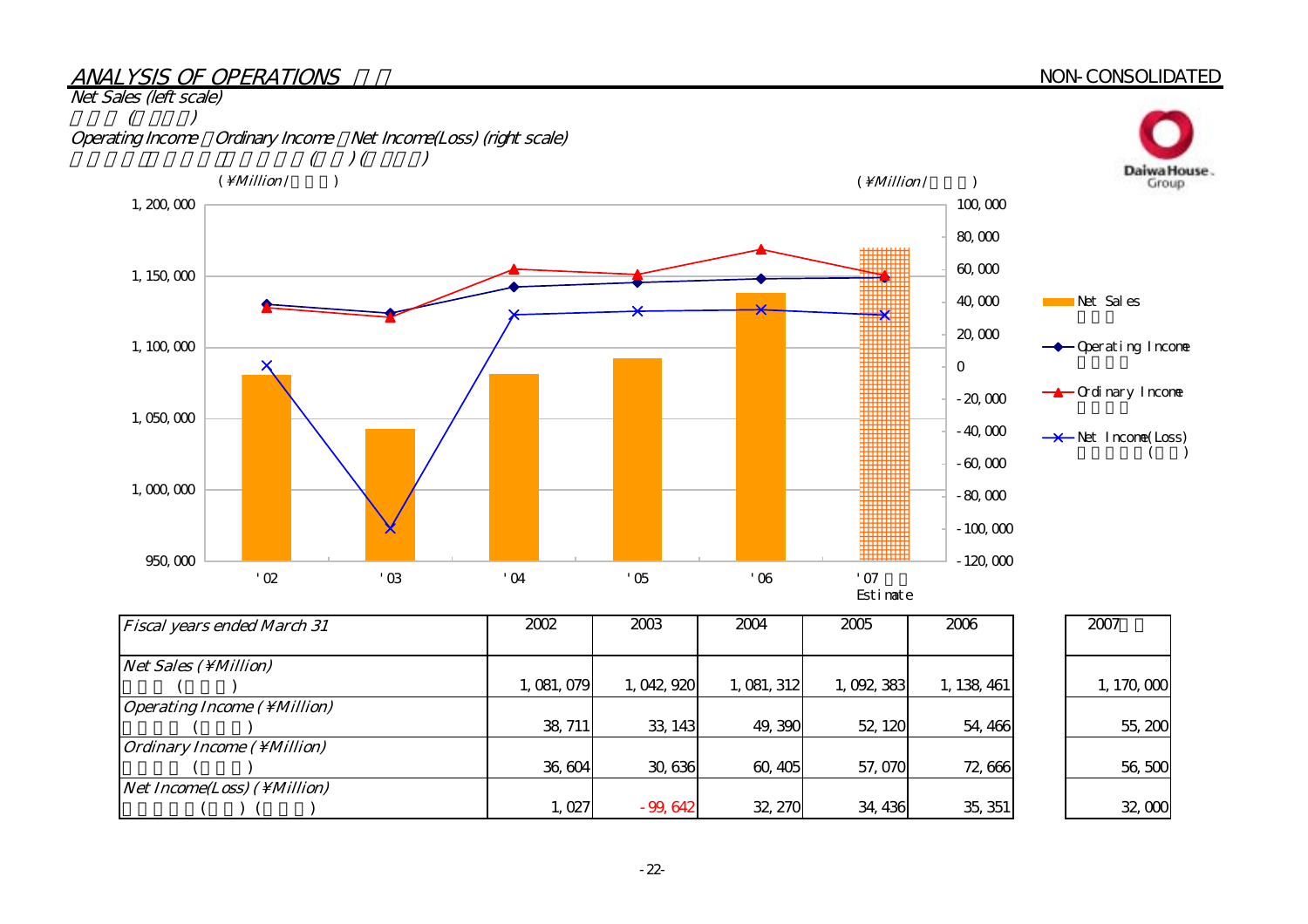## ANALYSIS OF OPERATIONS

NON-CONSOLIDATED

*Net Sales (left scale)*

*Operating Income, Ordinary Income, Net Income(Loss) (right scale)*

(¥Million)

| Fiscal years ended March 31 | 2002 | 2003 | 2004 | 2005 | 2006 | 2007 |
|---|---|---|---|---|---|---|
| Net Sales (¥Million) | 1,081,079 | 1,042,920 | 1,081,312 | 1,092,383 | 1,138,461 | 1,170,000 |
| Operating Income (¥Million) | 38,711 | 33,143 | 49,390 | 52,120 | 54,466 | 55,200 |
| Ordinary Income (¥Million) | 36,604 | 30,636 | 60,405 | 57,070 | 72,666 | 56,500 |
| Net Income(Loss) (¥Million) | 1,027 | -99,642 | 32,270 | 34,436 | 35,351 | 32,000 |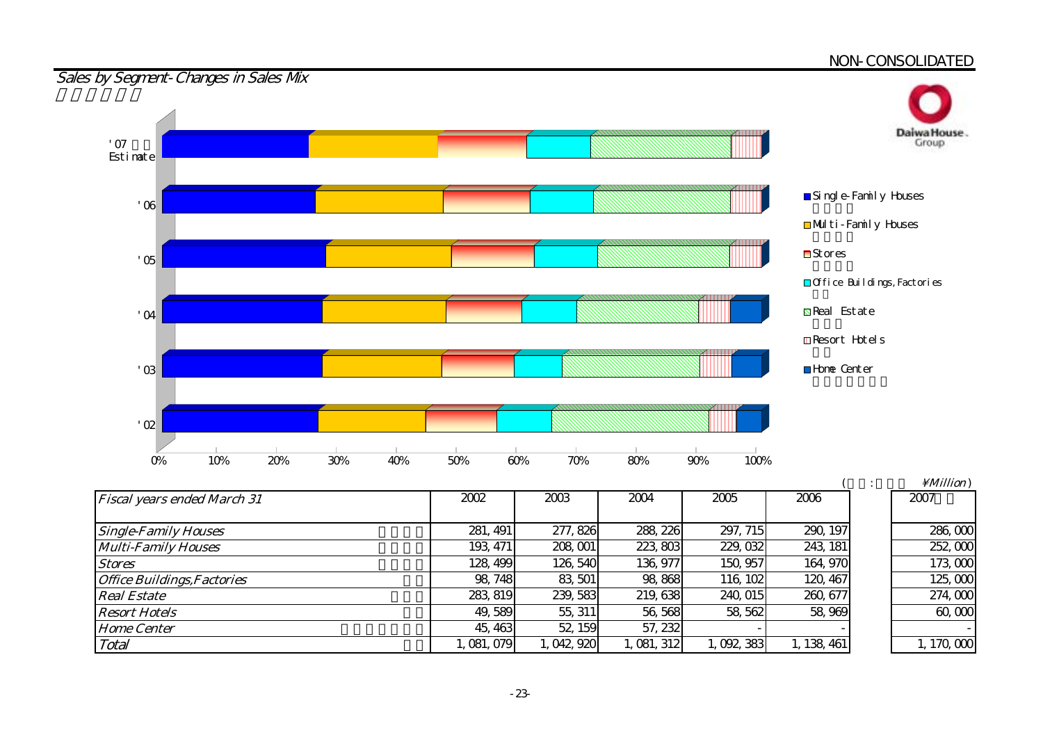NON-CONSOLIDATED

## *Sales by Segment- Changes in Sales Mix*

| *Fiscal years ended March 31* | | 2002 | 2003 | 2004 | 2005 | 2006 | 2007 |
|---|---|---|---|---|---|---|---|
| *Single-Family Houses* | | 281, 491 | 277, 826 | 288, 226 | 297, 715 | 290, 197 | 286, 000 |
| *Multi-Family Houses* | | 193, 471 | 208, 001 | 223, 803 | 229, 032 | 243, 181 | 252, 000 |
| *Stores* | | 128, 499 | 126, 540 | 136, 977 | 150, 957 | 164, 970 | 173, 000 |
| *Office Buildings,Factories* | | 98, 748 | 83, 501 | 98, 868 | 116, 102 | 120, 467 | 125, 000 |
| *Real Estate* | | 283, 819 | 239, 583 | 219, 638 | 240, 015 | 260, 677 | 274, 000 |
| *Resort Hotels* | | 49, 589 | 55, 311 | 56, 568 | 58, 562 | 58, 969 | 60, 000 |
| *Home Center* | | 45, 463 | 52, 159 | 57, 232 | - | - | - |
| *Total* | | 1, 081, 079 | 1, 042, 920 | 1, 081, 312 | 1, 092, 383 | 1, 138, 461 | 1, 170, 000 |

( : ¥*Million*)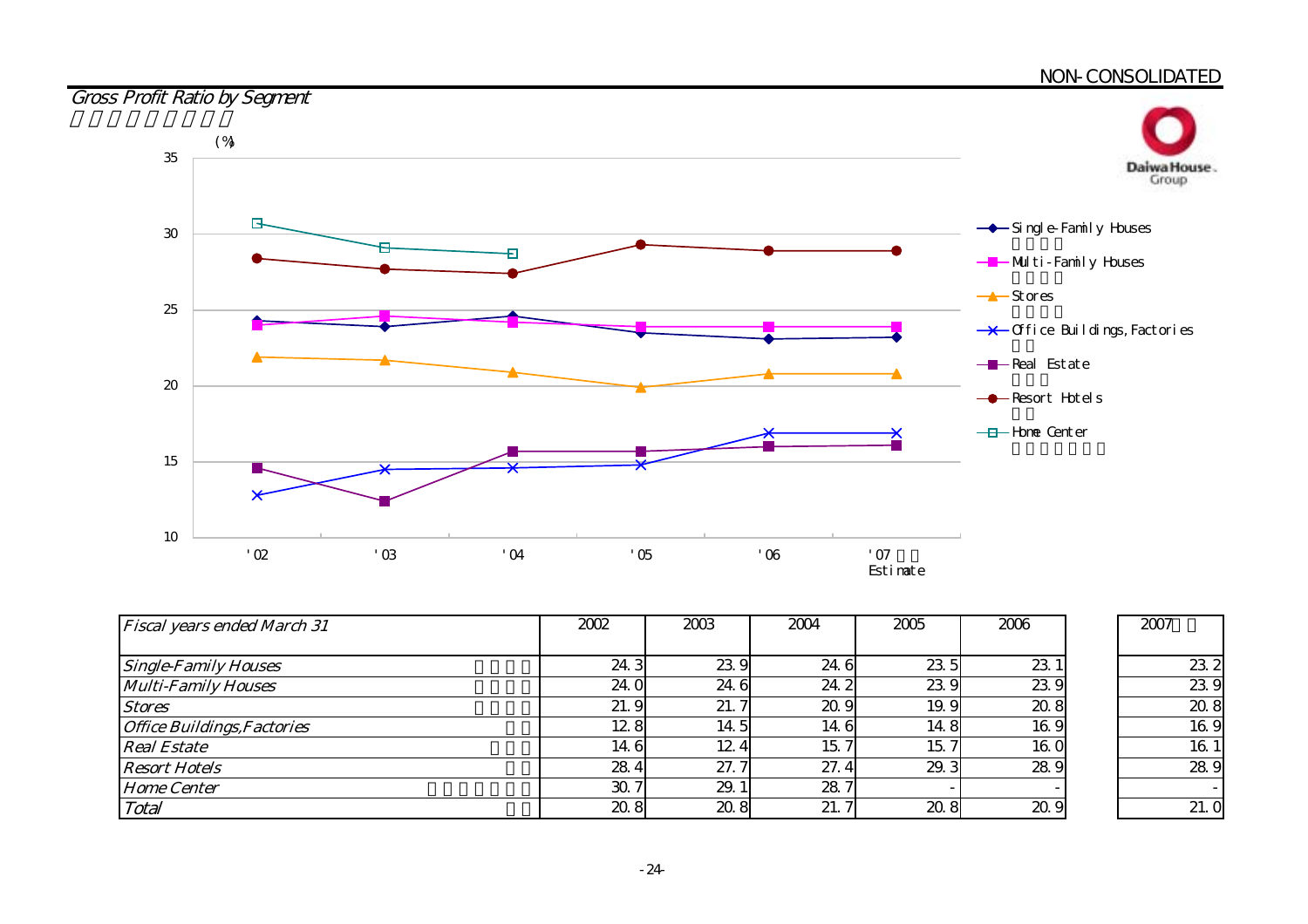NON-CONSOLIDATED

## Gross Profit Ratio by Segment

(%)

| Fiscal years ended March 31 | 2002 | 2003 | 2004 | 2005 | 2006 | 2007 |
|---|---|---|---|---|---|---|
| Single-Family Houses | 24.3 | 23.9 | 24.6 | 23.5 | 23.1 | 23.2 |
| Multi-Family Houses | 24.0 | 24.6 | 24.2 | 23.9 | 23.9 | 23.9 |
| Stores | 21.9 | 21.7 | 20.9 | 19.9 | 20.8 | 20.8 |
| Office Buildings,Factories | 12.8 | 14.5 | 14.6 | 14.8 | 16.9 | 16.9 |
| Real Estate | 14.6 | 12.4 | 15.7 | 15.7 | 16.0 | 16.1 |
| Resort Hotels | 28.4 | 27.7 | 27.4 | 29.3 | 28.9 | 28.9 |
| Home Center | 30.7 | 29.1 | 28.7 | - | - | - |
| Total | 20.8 | 20.8 | 21.7 | 20.8 | 20.9 | 21.0 |

Note: '07 figures are Estimates.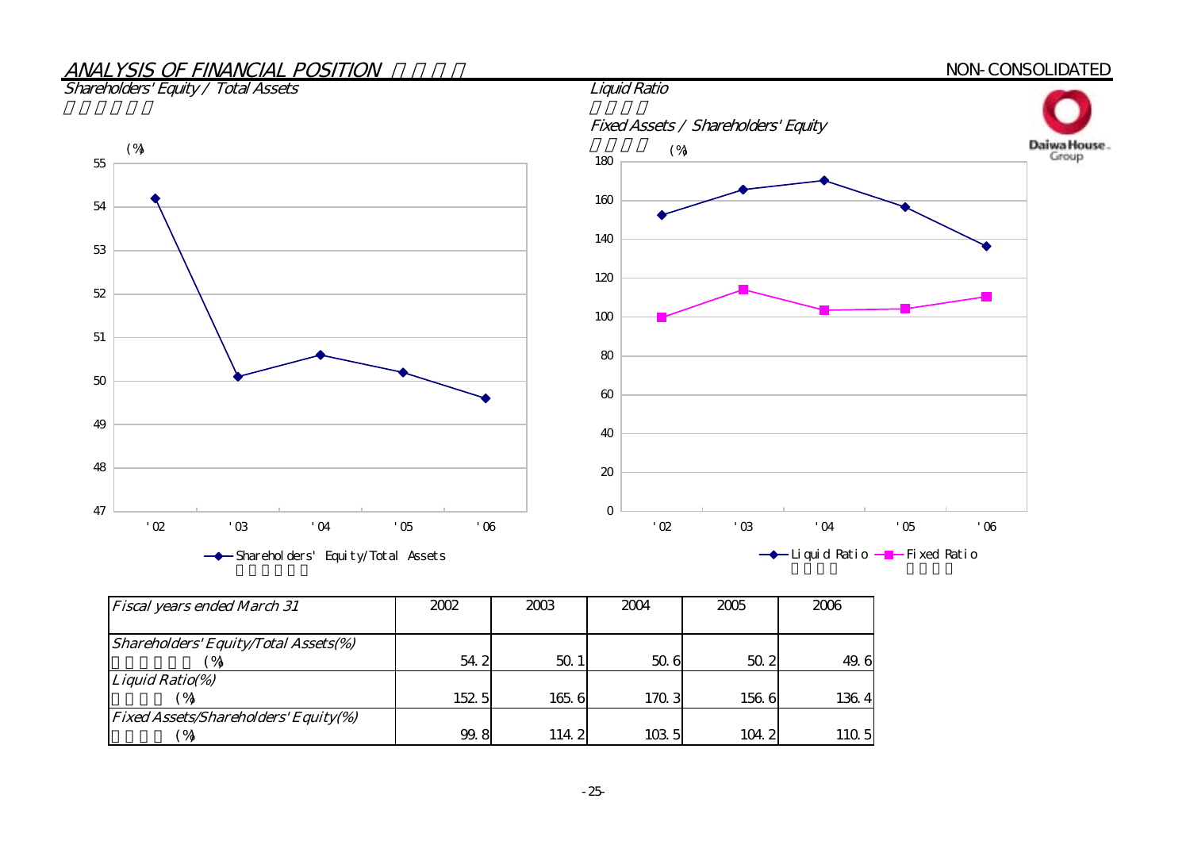## *ANALYSIS OF FINANCIAL POSITION*

NON-CONSOLIDATED

### *Shareholders' Equity / Total Assets*

### *Liquid Ratio*

### *Fixed Assets / Shareholders' Equity*

| *Fiscal years ended March 31* | 2002 | 2003 | 2004 | 2005 | 2006 |
|---|---|---|---|---|---|
| *Shareholders' Equity/Total Assets(%)* (%) | 54.2 | 50.1 | 50.6 | 50.2 | 49.6 |
| *Liquid Ratio(%)* (%) | 152.5 | 165.6 | 170.3 | 156.6 | 136.4 |
| *Fixed Assets/Shareholders' Equity(%)* (%) | 99.8 | 114.2 | 103.5 | 104.2 | 110.5 |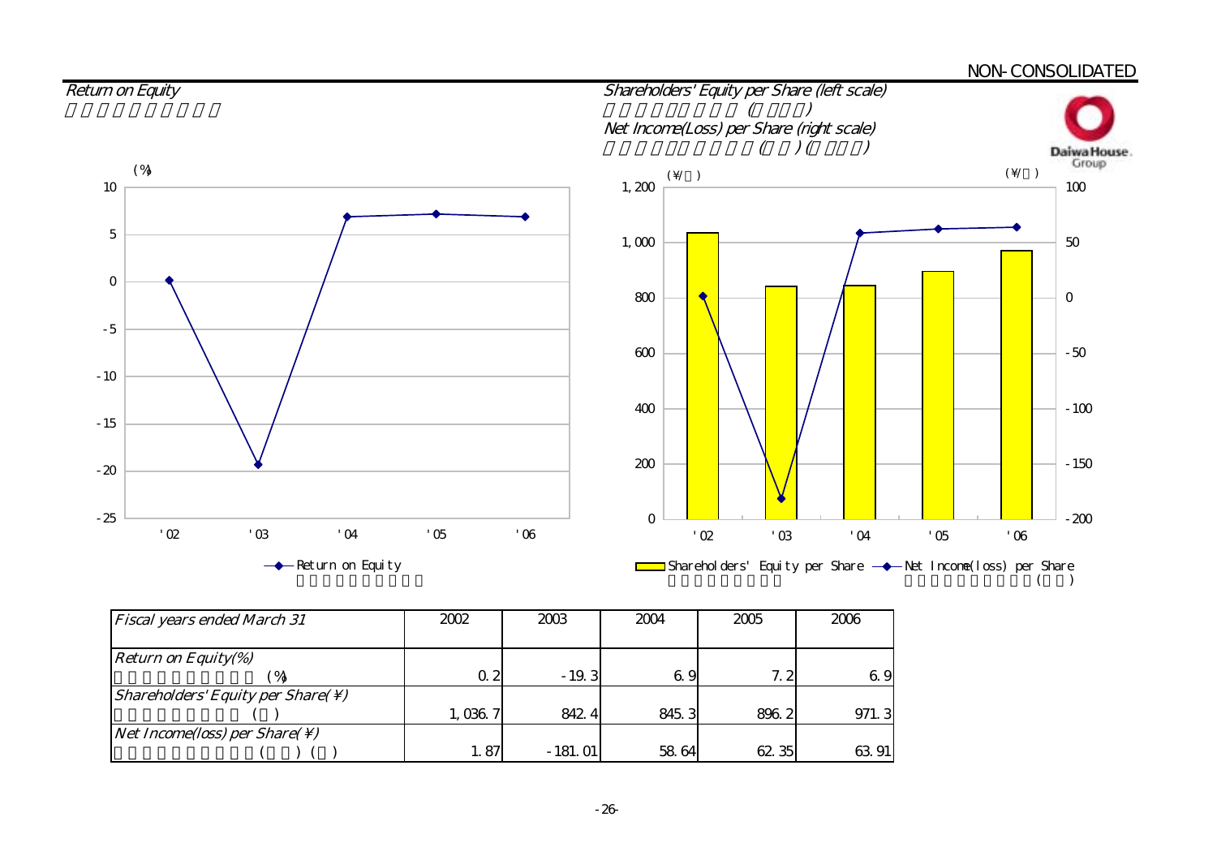NON-CONSOLIDATED

## *Return on Equity*

## *Shareholders' Equity per Share (left scale)*
## *Net Income(Loss) per Share (right scale)*

| *Fiscal years ended March 31* | 2002 | 2003 | 2004 | 2005 | 2006 |
|---|---|---|---|---|---|
| *Return on Equity(%)* (%) | 0.2 | -19.3 | 6.9 | 7.2 | 6.9 |
| *Shareholders' Equity per Share(¥)* ( ) | 1,036.7 | 842.4 | 845.3 | 896.2 | 971.3 |
| *Net Income(loss) per Share(¥)* ( ) ( ) | 1.87 | -181.01 | 58.64 | 62.35 | 63.91 |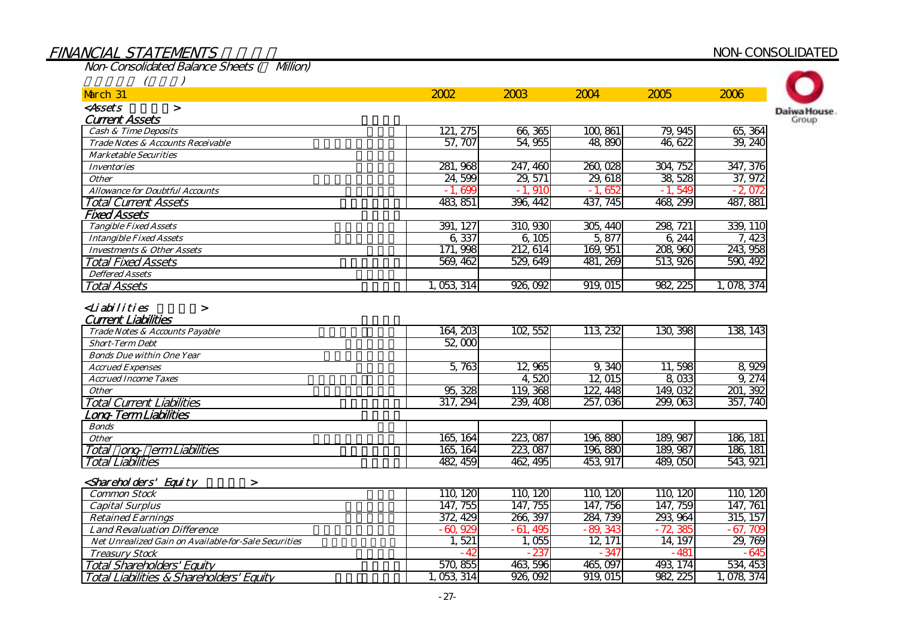## FINANCIAL STATEMENTS

NON-CONSOLIDATED

### Non-Consolidated Balance Sheets ( Million)

| March 31 | 2002 | 2003 | 2004 | 2005 | 2006 |
|---|---|---|---|---|---|
| **<Assets >** | | | | | |
| **Current Assets** | | | | | |
| Cash & Time Deposits | 121,275 | 66,365 | 100,861 | 79,945 | 65,364 |
| Trade Notes & Accounts Receivable | 57,707 | 54,955 | 48,890 | 46,622 | 39,240 |
| Marketable Securities | | | | | |
| Inventories | 281,968 | 247,460 | 260,028 | 304,752 | 347,376 |
| Other | 24,599 | 29,571 | 29,618 | 38,528 | 37,972 |
| Allowance for Doubtful Accounts | -1,699 | -1,910 | -1,652 | -1,549 | -2,072 |
| Total Current Assets | 483,851 | 396,442 | 437,745 | 468,299 | 487,881 |
| **Fixed Assets** | | | | | |
| Tangible Fixed Assets | 391,127 | 310,930 | 305,440 | 298,721 | 339,110 |
| Intangible Fixed Assets | 6,337 | 6,105 | 5,877 | 6,244 | 7,423 |
| Investments & Other Assets | 171,998 | 212,614 | 169,951 | 208,960 | 243,958 |
| Total Fixed Assets | 569,462 | 529,649 | 481,269 | 513,926 | 590,492 |
| Deffered Assets | | | | | |
| Total Assets | 1,053,314 | 926,092 | 919,015 | 982,225 | 1,078,374 |
| **<Liabilities >** | | | | | |
| **Current Liabilities** | | | | | |
| Trade Notes & Accounts Payable | 164,203 | 102,552 | 113,232 | 130,398 | 138,143 |
| Short-Term Debt | 52,000 | | | | |
| Bonds Due within One Year | | | | | |
| Accrued Expenses | 5,763 | 12,965 | 9,340 | 11,598 | 8,929 |
| Accrued Income Taxes | | 4,520 | 12,015 | 8,033 | 9,274 |
| Other | 95,328 | 119,368 | 122,448 | 149,032 | 201,392 |
| Total Current Liabilities | 317,294 | 239,408 | 257,036 | 299,063 | 357,740 |
| **Long-Term Liabilities** | | | | | |
| Bonds | | | | | |
| Other | 165,164 | 223,087 | 196,880 | 189,987 | 186,181 |
| Total Long-Term Liabilities | 165,164 | 223,087 | 196,880 | 189,987 | 186,181 |
| Total Liabilities | 482,459 | 462,495 | 453,917 | 489,050 | 543,921 |
| **<Shareholders' Equity >** | | | | | |
| Common Stock | 110,120 | 110,120 | 110,120 | 110,120 | 110,120 |
| Capital Surplus | 147,755 | 147,755 | 147,756 | 147,759 | 147,761 |
| Retained Earnings | 372,429 | 266,397 | 284,739 | 293,964 | 315,157 |
| Land Revaluation Difference | -60,929 | -61,495 | -89,343 | -72,385 | -67,709 |
| Net Unrealized Gain on Available-for-Sale Securities | 1,521 | 1,055 | 12,171 | 14,197 | 29,769 |
| Treasury Stock | -42 | -237 | -347 | -481 | -645 |
| Total Shareholders' Equity | 570,855 | 463,596 | 465,097 | 493,174 | 534,453 |
| Total Liabilities & Shareholders' Equity | 1,053,314 | 926,092 | 919,015 | 982,225 | 1,078,374 |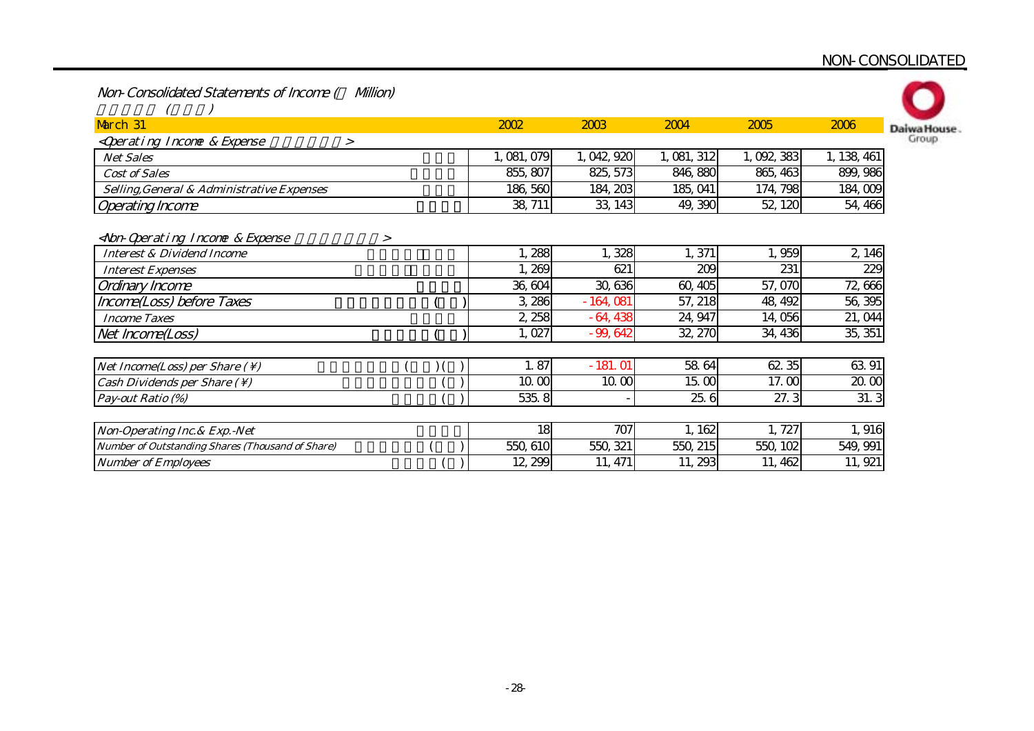NON-CONSOLIDATED

## Non-Consolidated Statements of Income ( Million)

| March 31 | 2002 | 2003 | 2004 | 2005 | 2006 |
|---|---|---|---|---|---|
| **<Operating Income & Expense >** | | | | | |
| Net Sales | 1,081,079 | 1,042,920 | 1,081,312 | 1,092,383 | 1,138,461 |
| Cost of Sales | 855,807 | 825,573 | 846,880 | 865,463 | 899,986 |
| Selling,General & Administrative Expenses | 186,560 | 184,203 | 185,041 | 174,798 | 184,009 |
| Operating Income | 38,711 | 33,143 | 49,390 | 52,120 | 54,466 |
| **<Non-Operating Income & Expense >** | | | | | |
| Interest & Dividend Income | 1,288 | 1,328 | 1,371 | 1,959 | 2,146 |
| Interest Expenses | 1,269 | 621 | 209 | 231 | 229 |
| Ordinary Income | 36,604 | 30,636 | 60,405 | 57,070 | 72,666 |
| Income(Loss) before Taxes | 3,286 | -164,081 | 57,218 | 48,492 | 56,395 |
| Income Taxes | 2,258 | -64,438 | 24,947 | 14,056 | 21,044 |
| Net Income(Loss) | 1,027 | -99,642 | 32,270 | 34,436 | 35,351 |

| | 2002 | 2003 | 2004 | 2005 | 2006 |
|---|---|---|---|---|---|
| Net Income(Loss) per Share (¥) | 1.87 | -181.01 | 58.64 | 62.35 | 63.91 |
| Cash Dividends per Share (¥) | 10.00 | 10.00 | 15.00 | 17.00 | 20.00 |
| Pay-out Ratio (%) | 535.8 | - | 25.6 | 27.3 | 31.3 |

| | 2002 | 2003 | 2004 | 2005 | 2006 |
|---|---|---|---|---|---|
| Non-Operating Inc.& Exp.-Net | 18 | 707 | 1,162 | 1,727 | 1,916 |
| Number of Outstanding Shares (Thousand of Share) | 550,610 | 550,321 | 550,215 | 550,102 | 549,991 |
| Number of Employees | 12,299 | 11,471 | 11,293 | 11,462 | 11,921 |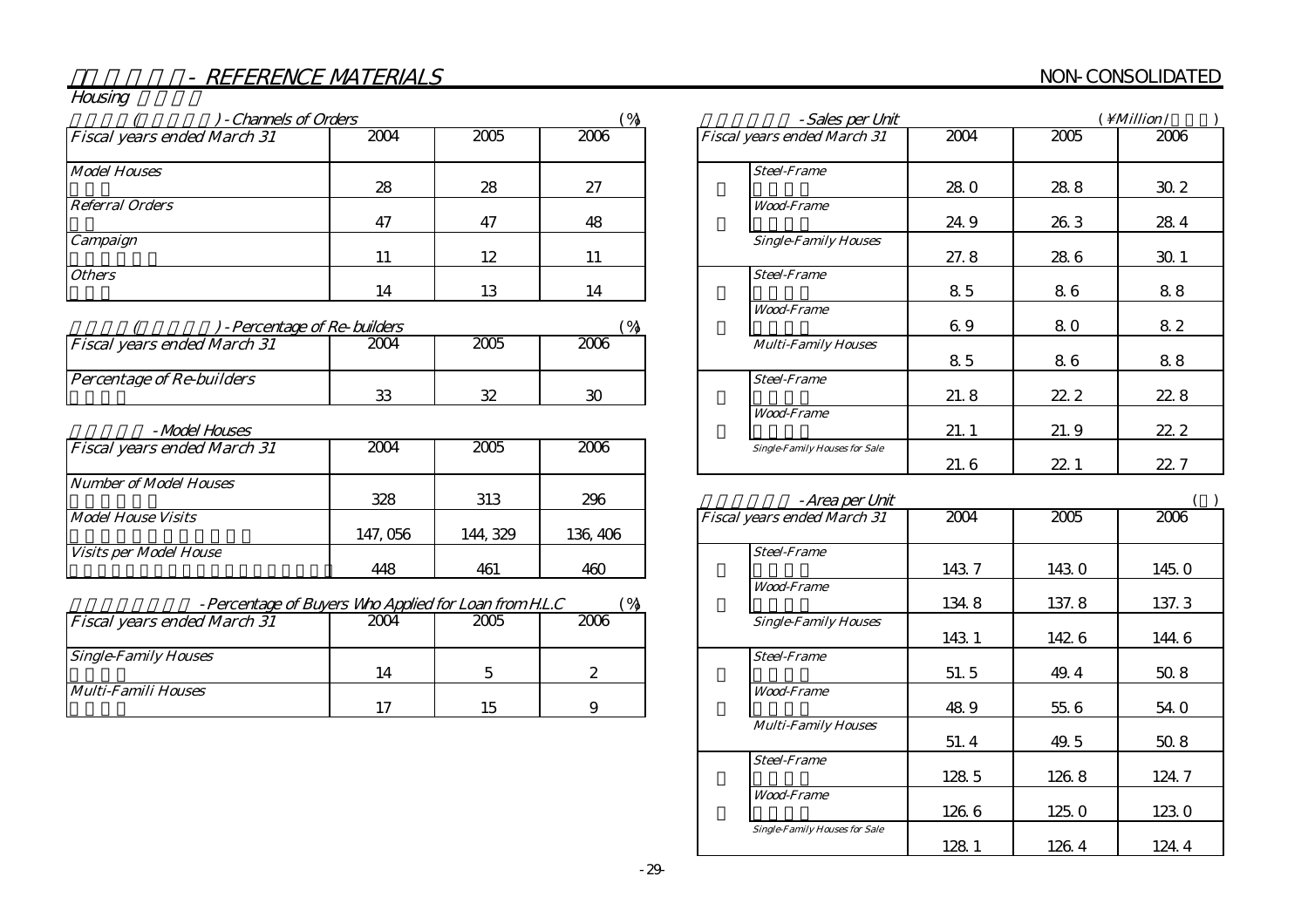# - REFERENCE MATERIALS

NON-CONSOLIDATED

## Housing

### ( ) - Channels of Orders

(%)

| Fiscal years ended March 31 | 2004 | 2005 | 2006 |
|---|---|---|---|
| Model Houses | 28 | 28 | 27 |
| Referral Orders | 47 | 47 | 48 |
| Campaign | 11 | 12 | 11 |
| Others | 14 | 13 | 14 |

### ( ) - Percentage of Re-builders

(%)

| Fiscal years ended March 31 | 2004 | 2005 | 2006 |
|---|---|---|---|
| Percentage of Re-builders | 33 | 32 | 30 |

### - Model Houses

| Fiscal years ended March 31 | 2004 | 2005 | 2006 |
|---|---|---|---|
| Number of Model Houses | 328 | 313 | 296 |
| Model House Visits | 147,056 | 144,329 | 136,406 |
| Visits per Model House | 448 | 461 | 460 |

### - Percentage of Buyers Who Applied for Loan from H.L.C

(%)

| Fiscal years ended March 31 | 2004 | 2005 | 2006 |
|---|---|---|---|
| Single-Family Houses | 14 | 5 | 2 |
| Multi-Famili Houses | 17 | 15 | 9 |

### - Sales per Unit

(¥Million/ )

| Fiscal years ended March 31 | 2004 | 2005 | 2006 |
|---|---|---|---|
| Steel-Frame | 28.0 | 28.8 | 30.2 |
| Wood-Frame | 24.9 | 26.3 | 28.4 |
| Single-Family Houses | 27.8 | 28.6 | 30.1 |
| Steel-Frame | 8.5 | 8.6 | 8.8 |
| Wood-Frame | 6.9 | 8.0 | 8.2 |
| Multi-Family Houses | 8.5 | 8.6 | 8.8 |
| Steel-Frame | 21.8 | 22.2 | 22.8 |
| Wood-Frame | 21.1 | 21.9 | 22.2 |
| Single-Family Houses for Sale | 21.6 | 22.1 | 22.7 |

### - Area per Unit

( )

| Fiscal years ended March 31 | 2004 | 2005 | 2006 |
|---|---|---|---|
| Steel-Frame | 143.7 | 143.0 | 145.0 |
| Wood-Frame | 134.8 | 137.8 | 137.3 |
| Single-Family Houses | 143.1 | 142.6 | 144.6 |
| Steel-Frame | 51.5 | 49.4 | 50.8 |
| Wood-Frame | 48.9 | 55.6 | 54.0 |
| Multi-Family Houses | 51.4 | 49.5 | 50.8 |
| Steel-Frame | 128.5 | 126.8 | 124.7 |
| Wood-Frame | 126.6 | 125.0 | 123.0 |
| Single-Family Houses for Sale | 128.1 | 126.4 | 124.4 |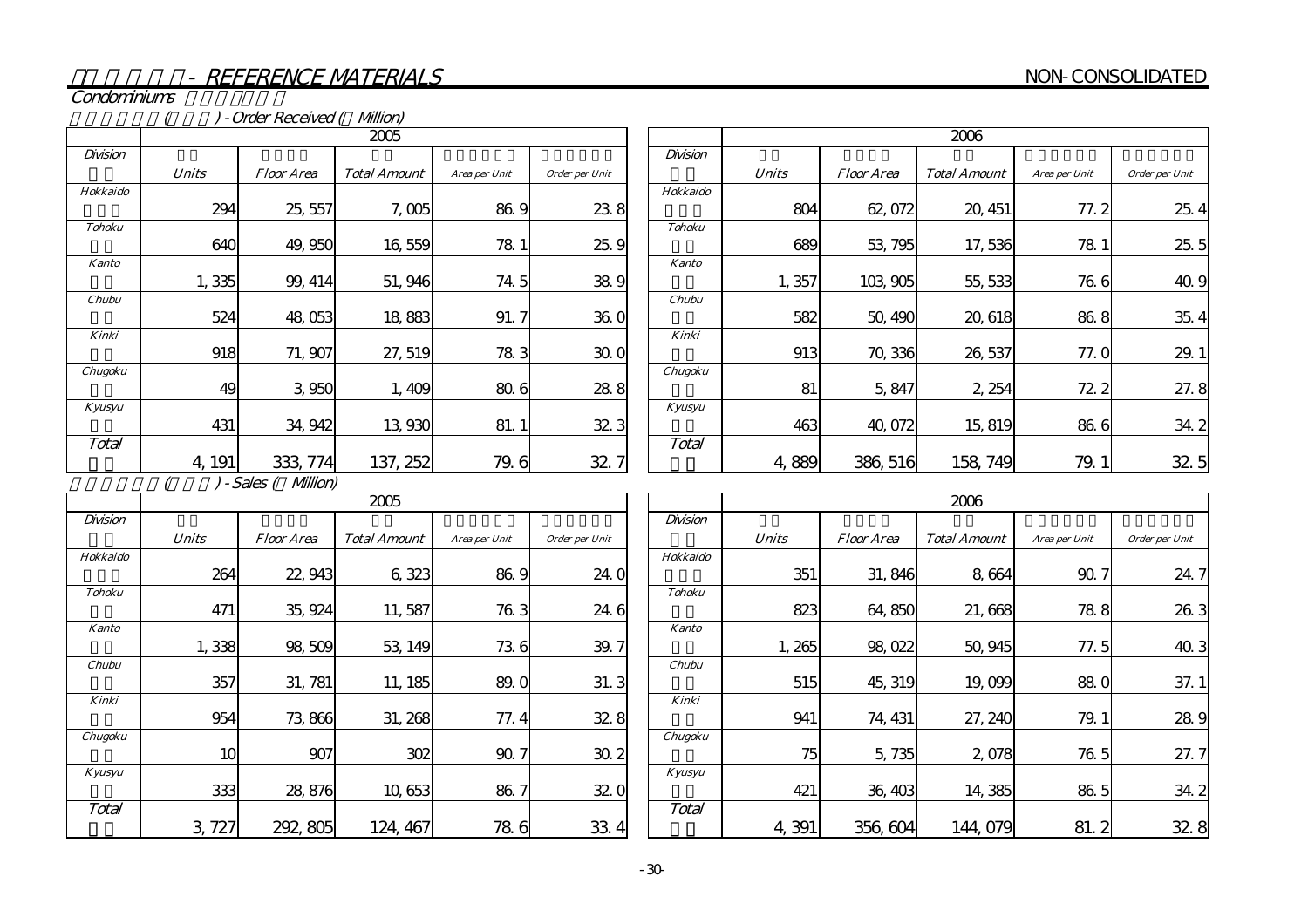## - REFERENCE MATERIALS

NON-CONSOLIDATED

### Condominiums

( ) - Order Received ( Million)

| Division | 2005 | | | | | Division | 2006 | | | | |
|---|---|---|---|---|---|---|---|---|---|---|---|
| | Units | Floor Area | Total Amount | Area per Unit | Order per Unit | | Units | Floor Area | Total Amount | Area per Unit | Order per Unit |
| Hokkaido | 294 | 25,557 | 7,005 | 86.9 | 23.8 | Hokkaido | 804 | 62,072 | 20,451 | 77.2 | 25.4 |
| Tohoku | 640 | 49,950 | 16,559 | 78.1 | 25.9 | Tohoku | 689 | 53,795 | 17,536 | 78.1 | 25.5 |
| Kanto | 1,335 | 99,414 | 51,946 | 74.5 | 38.9 | Kanto | 1,357 | 103,905 | 55,533 | 76.6 | 40.9 |
| Chubu | 524 | 48,053 | 18,883 | 91.7 | 36.0 | Chubu | 582 | 50,490 | 20,618 | 86.8 | 35.4 |
| Kinki | 918 | 71,907 | 27,519 | 78.3 | 30.0 | Kinki | 913 | 70,336 | 26,537 | 77.0 | 29.1 |
| Chugoku | 49 | 3,950 | 1,409 | 80.6 | 28.8 | Chugoku | 81 | 5,847 | 2,254 | 72.2 | 27.8 |
| Kyusyu | 431 | 34,942 | 13,930 | 81.1 | 32.3 | Kyusyu | 463 | 40,072 | 15,819 | 86.6 | 34.2 |
| Total | 4,191 | 333,774 | 137,252 | 79.6 | 32.7 | Total | 4,889 | 386,516 | 158,749 | 79.1 | 32.5 |

( ) - Sales ( Million)

| Division | 2005 | | | | | Division | 2006 | | | | |
|---|---|---|---|---|---|---|---|---|---|---|---|
| | Units | Floor Area | Total Amount | Area per Unit | Order per Unit | | Units | Floor Area | Total Amount | Area per Unit | Order per Unit |
| Hokkaido | 264 | 22,943 | 6,323 | 86.9 | 24.0 | Hokkaido | 351 | 31,846 | 8,664 | 90.7 | 24.7 |
| Tohoku | 471 | 35,924 | 11,587 | 76.3 | 24.6 | Tohoku | 823 | 64,850 | 21,668 | 78.8 | 26.3 |
| Kanto | 1,338 | 98,509 | 53,149 | 73.6 | 39.7 | Kanto | 1,265 | 98,022 | 50,945 | 77.5 | 40.3 |
| Chubu | 357 | 31,781 | 11,185 | 89.0 | 31.3 | Chubu | 515 | 45,319 | 19,099 | 88.0 | 37.1 |
| Kinki | 954 | 73,866 | 31,268 | 77.4 | 32.8 | Kinki | 941 | 74,431 | 27,240 | 79.1 | 28.9 |
| Chugoku | 10 | 907 | 302 | 90.7 | 30.2 | Chugoku | 75 | 5,735 | 2,078 | 76.5 | 27.7 |
| Kyusyu | 333 | 28,876 | 10,653 | 86.7 | 32.0 | Kyusyu | 421 | 36,403 | 14,385 | 86.5 | 34.2 |
| Total | 3,727 | 292,805 | 124,467 | 78.6 | 33.4 | Total | 4,391 | 356,604 | 144,079 | 81.2 | 32.8 |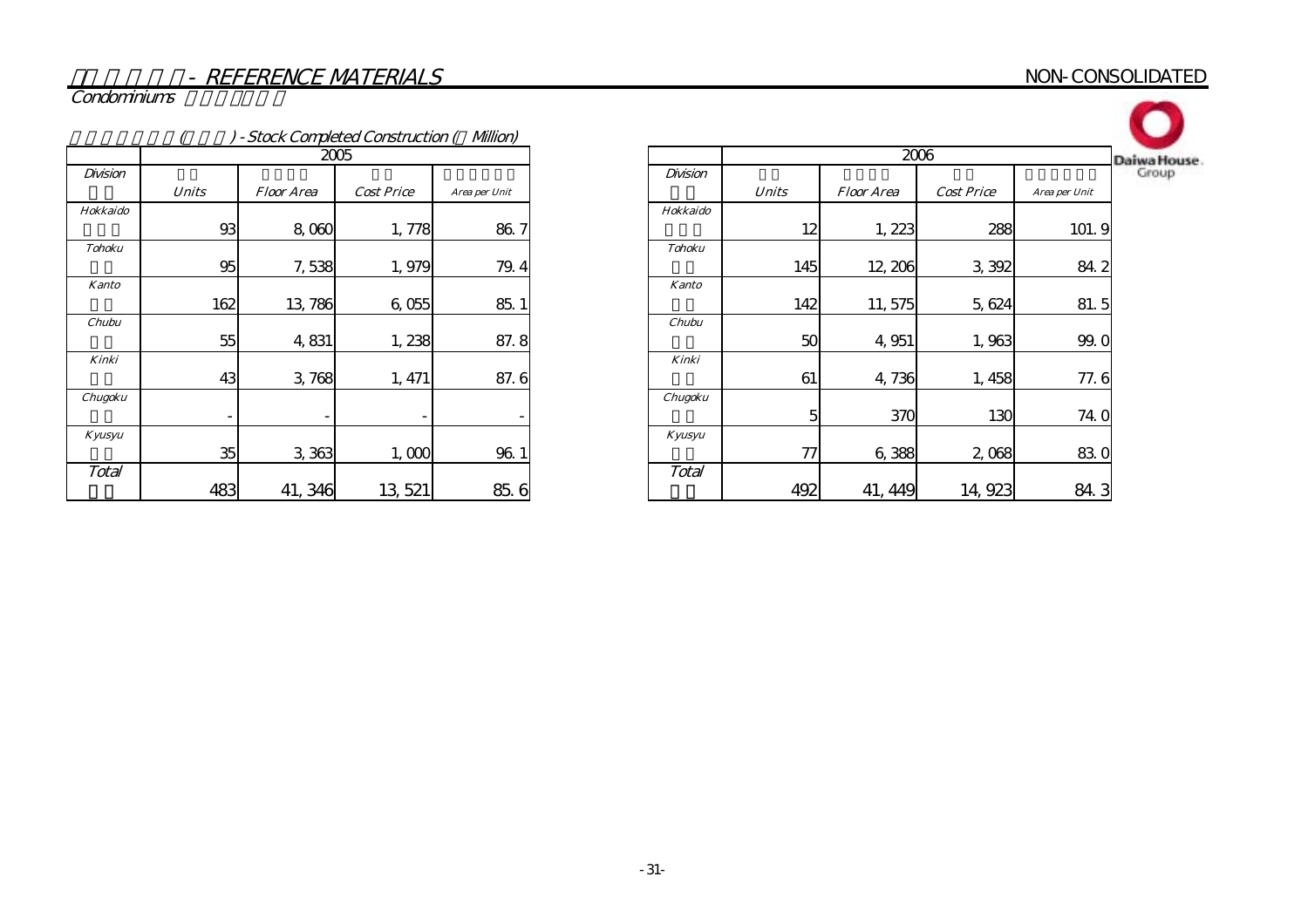# - REFERENCE MATERIALS

NON-CONSOLIDATED

## Condominiums

( ) - Stock Completed Construction ( Million)

| Division | 2005 | | | |
|---|---|---|---|---|
| | Units | Floor Area | Cost Price | Area per Unit |
| Hokkaido | 93 | 8,060 | 1,778 | 86.7 |
| Tohoku | 95 | 7,538 | 1,979 | 79.4 |
| Kanto | 162 | 13,786 | 6,055 | 85.1 |
| Chubu | 55 | 4,831 | 1,238 | 87.8 |
| Kinki | 43 | 3,768 | 1,471 | 87.6 |
| Chugoku | - | - | - | - |
| Kyusyu | 35 | 3,363 | 1,000 | 96.1 |
| Total | 483 | 41,346 | 13,521 | 85.6 |

| Division | 2006 | | | |
|---|---|---|---|---|
| | Units | Floor Area | Cost Price | Area per Unit |
| Hokkaido | 12 | 1,223 | 288 | 101.9 |
| Tohoku | 145 | 12,206 | 3,392 | 84.2 |
| Kanto | 142 | 11,575 | 5,624 | 81.5 |
| Chubu | 50 | 4,951 | 1,963 | 99.0 |
| Kinki | 61 | 4,736 | 1,458 | 77.6 |
| Chugoku | 5 | 370 | 130 | 74.0 |
| Kyusyu | 77 | 6,388 | 2,068 | 83.0 |
| Total | 492 | 41,449 | 14,923 | 84.3 |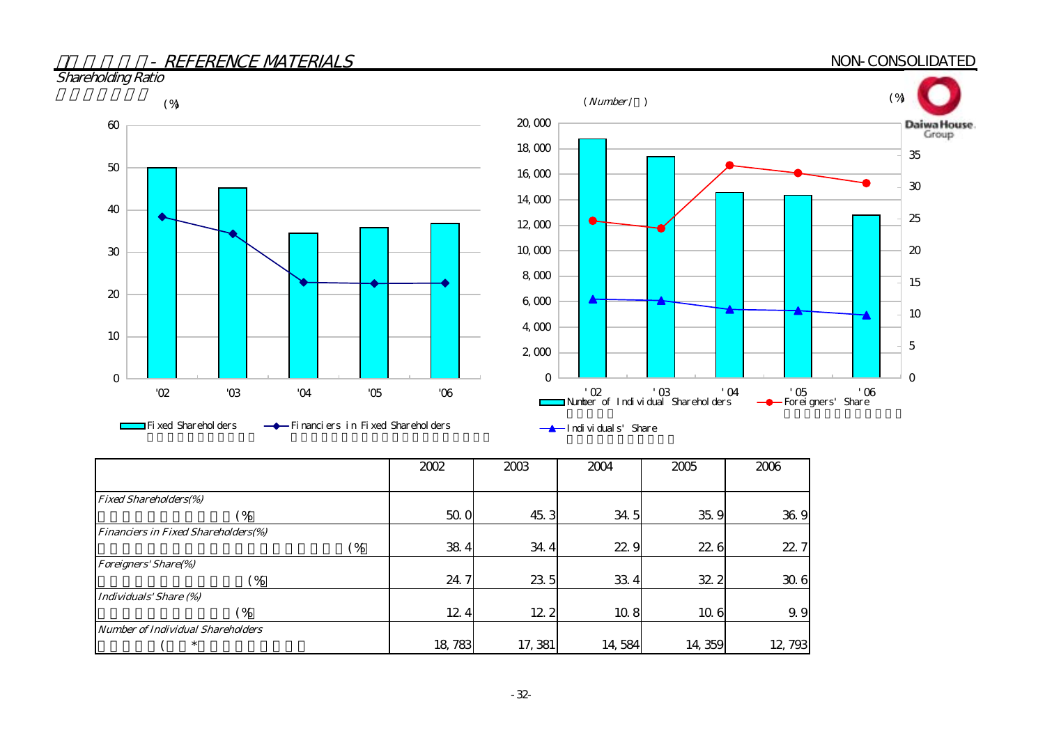## - REFERENCE MATERIALS

NON-CONSOLIDATED

### Shareholding Ratio

(%)

Fixed Shareholders / Financiers in Fixed Shareholders

(Number / ) (%)

Number of Individual Shareholders / Foreigners' Share / Individuals' Share

| | 2002 | 2003 | 2004 | 2005 | 2006 |
|---|---|---|---|---|---|
| *Fixed Shareholders(%)* (%) | 50.0 | 45.3 | 34.5 | 35.9 | 36.9 |
| *Financiers in Fixed Shareholders(%)* (%) | 38.4 | 34.4 | 22.9 | 22.6 | 22.7 |
| *Foreigners' Share(%)* (%) | 24.7 | 23.5 | 33.4 | 32.2 | 30.6 |
| *Individuals' Share (%)* (%) | 12.4 | 12.2 | 10.8 | 10.6 | 9.9 |
| *Number of Individual Shareholders* ( * | 18,783 | 17,381 | 14,584 | 14,359 | 12,793 |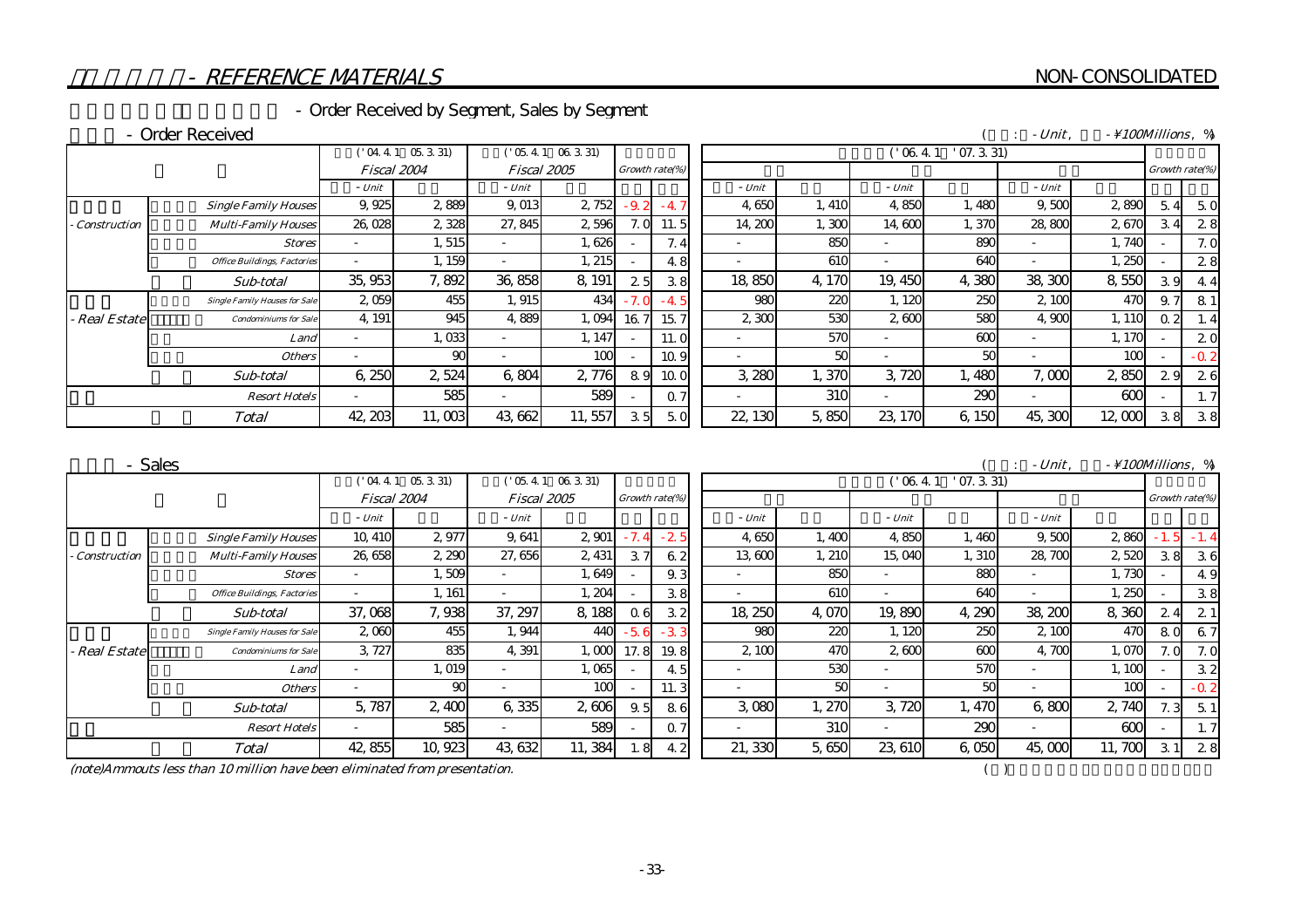# - REFERENCE MATERIALS

NON-CONSOLIDATED

- Order Received by Segment, Sales by Segment

## - Order Received

( : - Unit, - ¥100Millions, %)

| | | ('04.4.1 05.3.31) Fiscal 2004 | | ('05.4.1 06.3.31) Fiscal 2005 | | Growth rate(%) | | ('06.4.1 '07.3.31) | | | | | | Growth rate(%) | |
|---|---|---|---|---|---|---|---|---|---|---|---|---|---|---|---|
| | | - Unit | | - Unit | | | | - Unit | | - Unit | | - Unit | | | |
| - Construction | Single Family Houses | 9,925 | 2,889 | 9,013 | 2,752 | -9.2 | -4.7 | 4,650 | 1,410 | 4,850 | 1,480 | 9,500 | 2,890 | 5.4 | 5.0 |
| | Multi-Family Houses | 26,028 | 2,328 | 27,845 | 2,596 | 7.0 | 11.5 | 14,200 | 1,300 | 14,600 | 1,370 | 28,800 | 2,670 | 3.4 | 2.8 |
| | Stores | - | 1,515 | - | 1,626 | - | 7.4 | - | 850 | - | 890 | - | 1,740 | - | 7.0 |
| | Office Buildings, Factories | - | 1,159 | - | 1,215 | - | 4.8 | - | 610 | - | 640 | - | 1,250 | - | 2.8 |
| | Sub-total | 35,953 | 7,892 | 36,858 | 8,191 | 2.5 | 3.8 | 18,850 | 4,170 | 19,450 | 4,380 | 38,300 | 8,550 | 3.9 | 4.4 |
| - Real Estate | Single Family Houses for Sale | 2,059 | 455 | 1,915 | 434 | -7.0 | -4.5 | 980 | 220 | 1,120 | 250 | 2,100 | 470 | 9.7 | 8.1 |
| | Condominiums for Sale | 4,191 | 945 | 4,889 | 1,094 | 16.7 | 15.7 | 2,300 | 530 | 2,600 | 580 | 4,900 | 1,110 | 0.2 | 1.4 |
| | Land | - | 1,033 | - | 1,147 | - | 11.0 | - | 570 | - | 600 | - | 1,170 | - | 2.0 |
| | Others | - | 90 | - | 100 | - | 10.9 | - | 50 | - | 50 | - | 100 | - | -0.2 |
| | Sub-total | 6,250 | 2,524 | 6,804 | 2,776 | 8.9 | 10.0 | 3,280 | 1,370 | 3,720 | 1,480 | 7,000 | 2,850 | 2.9 | 2.6 |
| | Resort Hotels | - | 585 | - | 589 | - | 0.7 | - | 310 | - | 290 | - | 600 | - | 1.7 |
| | Total | 42,203 | 11,003 | 43,662 | 11,557 | 3.5 | 5.0 | 22,130 | 5,850 | 23,170 | 6,150 | 45,300 | 12,000 | 3.8 | 3.8 |

## - Sales

( : - Unit, - ¥100Millions, %)

| | | ('04.4.1 05.3.31) Fiscal 2004 | | ('05.4.1 06.3.31) Fiscal 2005 | | Growth rate(%) | | ('06.4.1 '07.3.31) | | | | | | Growth rate(%) | |
|---|---|---|---|---|---|---|---|---|---|---|---|---|---|---|---|
| | | - Unit | | - Unit | | | | - Unit | | - Unit | | - Unit | | | |
| - Construction | Single Family Houses | 10,410 | 2,977 | 9,641 | 2,901 | -7.4 | -2.5 | 4,650 | 1,400 | 4,850 | 1,460 | 9,500 | 2,860 | -1.5 | -1.4 |
| | Multi-Family Houses | 26,658 | 2,290 | 27,656 | 2,431 | 3.7 | 6.2 | 13,600 | 1,210 | 15,040 | 1,310 | 28,700 | 2,520 | 3.8 | 3.6 |
| | Stores | - | 1,509 | - | 1,649 | - | 9.3 | - | 850 | - | 880 | - | 1,730 | - | 4.9 |
| | Office Buildings, Factories | - | 1,161 | - | 1,204 | - | 3.8 | - | 610 | - | 640 | - | 1,250 | - | 3.8 |
| | Sub-total | 37,068 | 7,938 | 37,297 | 8,188 | 0.6 | 3.2 | 18,250 | 4,070 | 19,890 | 4,290 | 38,200 | 8,360 | 2.4 | 2.1 |
| - Real Estate | Single Family Houses for Sale | 2,060 | 455 | 1,944 | 440 | -5.6 | -3.3 | 980 | 220 | 1,120 | 250 | 2,100 | 470 | 8.0 | 6.7 |
| | Condominiums for Sale | 3,727 | 835 | 4,391 | 1,000 | 17.8 | 19.8 | 2,100 | 470 | 2,600 | 600 | 4,700 | 1,070 | 7.0 | 7.0 |
| | Land | - | 1,019 | - | 1,065 | - | 4.5 | - | 530 | - | 570 | - | 1,100 | - | 3.2 |
| | Others | - | 90 | - | 100 | - | 11.3 | - | 50 | - | 50 | - | 100 | - | -0.2 |
| | Sub-total | 5,787 | 2,400 | 6,335 | 2,606 | 9.5 | 8.6 | 3,080 | 1,270 | 3,720 | 1,470 | 6,800 | 2,740 | 7.3 | 5.1 |
| | Resort Hotels | - | 585 | - | 589 | - | 0.7 | - | 310 | - | 290 | - | 600 | - | 1.7 |
| | Total | 42,855 | 10,923 | 43,632 | 11,384 | 1.8 | 4.2 | 21,330 | 5,650 | 23,610 | 6,050 | 45,000 | 11,700 | 3.1 | 2.8 |

(note)Ammouts less than 10 million have been eliminated from presentation.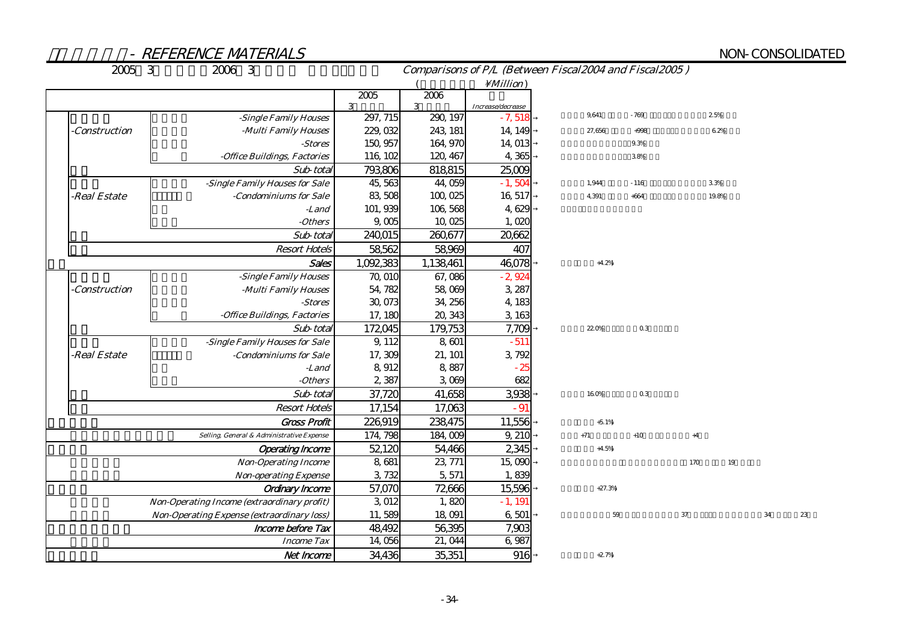# - REFERENCE MATERIALS

NON-CONSOLIDATED

2005 3 2006 3 *Comparisons of P/L (Between Fiscal2004 and Fiscal2005 )*

( ¥Million)

| | | 2005 3 | 2006 3 | Increase/decrease | |
|---|---|---|---|---|---|
| -Construction | -Single Family Houses | 297, 715 | 290, 197 | - 7, 518 | 9,641 - 769 2.5% |
| | -Multi Family Houses | 229, 032 | 243, 181 | 14, 149 | 27,656 +998 6.2% |
| | -Stores | 150, 957 | 164, 970 | 14, 013 | 9.3% |
| | -Office Buildings, Factories | 116, 102 | 120, 467 | 4, 365 | 3.8% |
| | Sub-total | 793,806 | 818,815 | 25,009 | |
| -Real Estate | -Single Family Houses for Sale | 45, 563 | 44, 059 | - 1, 504 | 1,944 - 116 3.3% |
| | -Condominiums for Sale | 83, 508 | 100, 025 | 16, 517 | 4,391 +664 19.8% |
| | -Land | 101, 939 | 106, 568 | 4, 629 | |
| | -Others | 9, 005 | 10, 025 | 1, 020 | |
| | Sub-total | 240,015 | 260,677 | 20,662 | |
| | Resort Hotels | 58,562 | 58,969 | 407 | |
| | Sales | 1,092,383 | 1,138,461 | 46,078 | +4.2% |
| -Construction | -Single Family Houses | 70, 010 | 67, 086 | - 2, 924 | |
| | -Multi Family Houses | 54, 782 | 58, 069 | 3, 287 | |
| | -Stores | 30, 073 | 34, 256 | 4, 183 | |
| | -Office Buildings, Factories | 17, 180 | 20, 343 | 3, 163 | |
| | Sub-total | 172,045 | 179,753 | 7,709 | 22.0% 0.3 |
| -Real Estate | -Single Family Houses for Sale | 9, 112 | 8, 601 | - 511 | |
| | -Condominiums for Sale | 17, 309 | 21, 101 | 3, 792 | |
| | -Land | 8, 912 | 8, 887 | - 25 | |
| | -Others | 2, 387 | 3, 069 | 682 | |
| | Sub-total | 37,720 | 41,658 | 3,938 | 16.0% 0.3 |
| | Resort Hotels | 17,154 | 17,063 | - 91 | |
| | Gross Profit | 226,919 | 238,475 | 11,556 | +5.1% |
| | Selling, General & Administrative Expense | 174, 798 | 184, 009 | 9, 210 | +71 +10 +4 |
| | Operating Income | 52,120 | 54,466 | 2,345 | +4.5% |
| | Non-Operating Income | 8, 681 | 23, 771 | 15, 090 | 170 19 |
| | Non-operating Expense | 3, 732 | 5, 571 | 1, 839 | |
| | Ordinary Income | 57,070 | 72,666 | 15,596 | +27.3% |
| | Non-Operating Income (extraordinary profit) | 3, 012 | 1, 820 | - 1, 191 | |
| | Non-Operating Expense (extraordinary loss) | 11, 589 | 18, 091 | 6, 501 | 59 37 34 23 |
| | Income before Tax | 48,492 | 56,395 | 7,903 | |
| | Income Tax | 14, 056 | 21, 044 | 6, 987 | |
| | Net Income | 34,436 | 35,351 | 916 | +2.7% |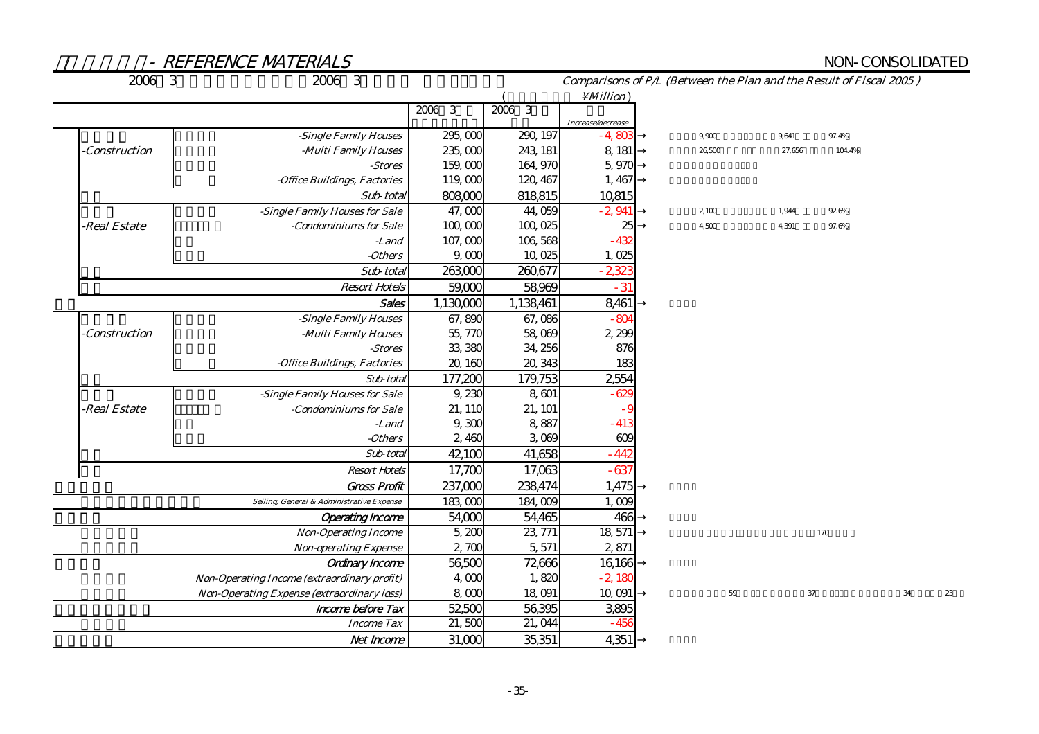# - REFERENCE MATERIALS

NON-CONSOLIDATED

2006 3 2006 3

*Comparisons of P/L (Between the Plan and the Result of Fiscal 2005 )*

( ¥*Million* )

| | | 2006 3 | 2006 3 | *Increase/decrease* | |
|---|---|---|---|---|---|
| *-Construction* | *-Single Family Houses* | 295,000 | 290,197 | -4,803 | → 9,900 9,641 97.4% |
| | *-Multi Family Houses* | 235,000 | 243,181 | 8,181 | → 26,500 27,656 104.4% |
| | *-Stores* | 159,000 | 164,970 | 5,970 | → |
| | *-Office Buildings, Factories* | 119,000 | 120,467 | 1,467 | → |
| | *Sub-total* | 808,000 | 818,815 | 10,815 | |
| *-Real Estate* | *-Single Family Houses for Sale* | 47,000 | 44,059 | -2,941 | → 2,100 1,944 92.6% |
| | *-Condominiums for Sale* | 100,000 | 100,025 | 25 | → 4,500 4,391 97.6% |
| | *-Land* | 107,000 | 106,568 | -432 | |
| | *-Others* | 9,000 | 10,025 | 1,025 | |
| | *Sub-total* | 263,000 | 260,677 | -2,323 | |
| | *Resort Hotels* | 59,000 | 58,969 | -31 | |
| | ***Sales*** | 1,130,000 | 1,138,461 | 8,461 | → |
| *-Construction* | *-Single Family Houses* | 67,890 | 67,086 | -804 | |
| | *-Multi Family Houses* | 55,770 | 58,069 | 2,299 | |
| | *-Stores* | 33,380 | 34,256 | 876 | |
| | *-Office Buildings, Factories* | 20,160 | 20,343 | 183 | |
| | *Sub-total* | 177,200 | 179,753 | 2,554 | |
| *-Real Estate* | *-Single Family Houses for Sale* | 9,230 | 8,601 | -629 | |
| | *-Condominiums for Sale* | 21,110 | 21,101 | -9 | |
| | *-Land* | 9,300 | 8,887 | -413 | |
| | *-Others* | 2,460 | 3,069 | 609 | |
| | *Sub-total* | 42,100 | 41,658 | -442 | |
| | *Resort Hotels* | 17,700 | 17,063 | -637 | |
| | ***Gross Profit*** | 237,000 | 238,474 | 1,475 | → |
| | *Selling, General & Administrative Expense* | 183,000 | 184,009 | 1,009 | |
| | ***Operating Income*** | 54,000 | 54,465 | 466 | → |
| | *Non-Operating Income* | 5,200 | 23,771 | 18,571 | → 170 |
| | *Non-operating Expense* | 2,700 | 5,571 | 2,871 | |
| | ***Ordinary Income*** | 56,500 | 72,666 | 16,166 | → |
| | *Non-Operating Income (extraordinary profit)* | 4,000 | 1,820 | -2,180 | |
| | *Non-Operating Expense (extraordinary loss)* | 8,000 | 18,091 | 10,091 | → 59 37 34 23 |
| | ***Income before Tax*** | 52,500 | 56,395 | 3,895 | |
| | *Income Tax* | 21,500 | 21,044 | -456 | |
| | ***Net Income*** | 31,000 | 35,351 | 4,351 | → |